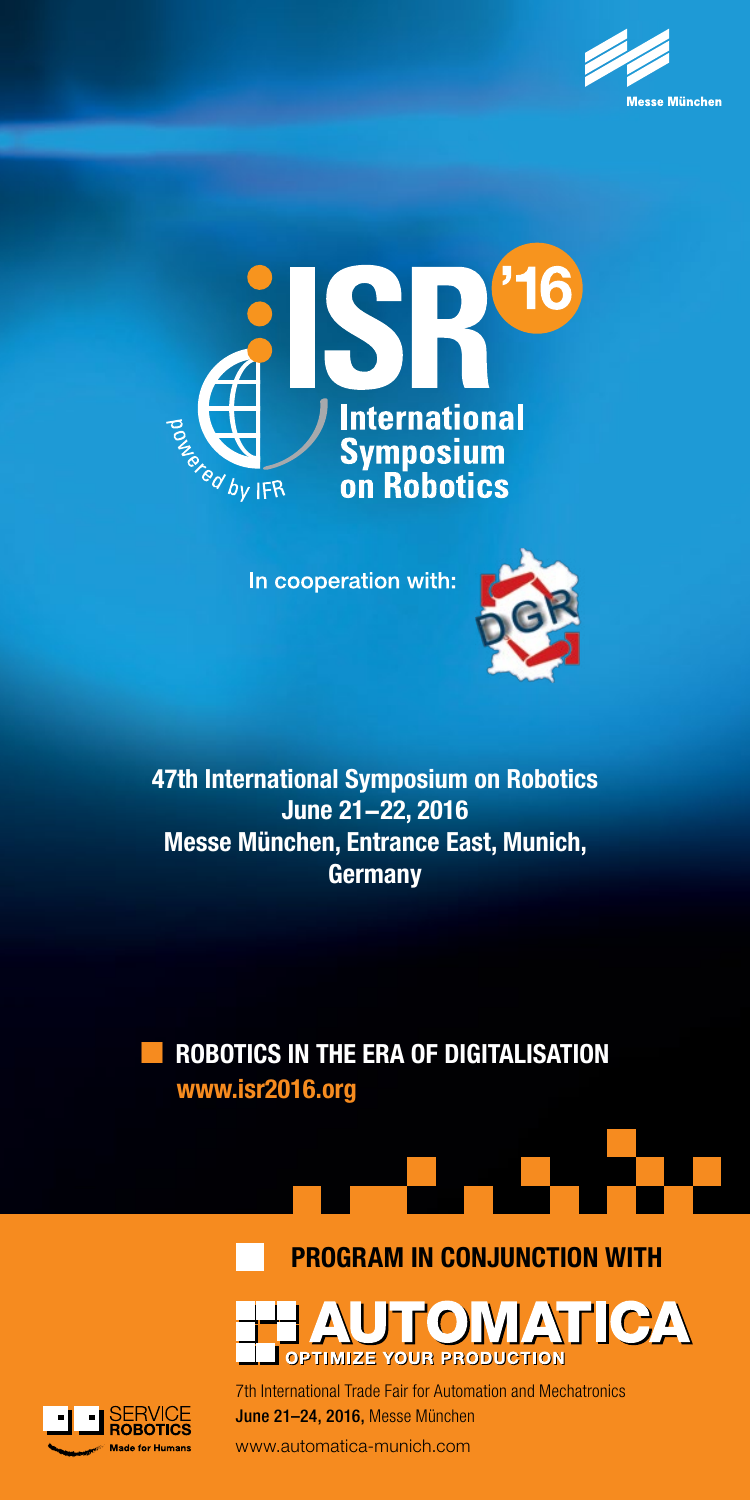Messe München

# ISR '16

powered by IFR

## International Symposium on Robotics

In cooperation with:

DGR

**47th International Symposium on Robotics**
**June 21–22, 2016**
**Messe München, Entrance East, Munich, Germany**

## ROBOTICS IN THE ERA OF DIGITALISATION

**www.isr2016.org**

## PROGRAM IN CONJUNCTION WITH

# AUTOMATICA

OPTIMIZE YOUR PRODUCTION

7th International Trade Fair for Automation and Mechatronics
**June 21–24, 2016,** Messe München
www.automatica-munich.com

SERVICE ROBOTICS
Made for Humans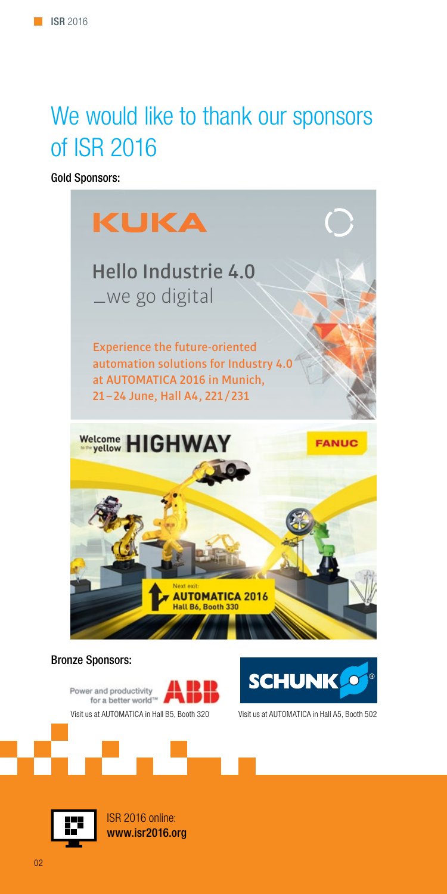# We would like to thank our sponsors of ISR 2016

**Gold Sponsors:**

KUKA

Hello Industrie 4.0
_we go digital

Experience the future-oriented automation solutions for Industry 4.0 at AUTOMATICA 2016 in Munich, 21–24 June, Hall A4, 221/231

Welcome to the yellow HIGHWAY

FANUC

Next exit: AUTOMATICA 2016 Hall B6, Booth 330

**Bronze Sponsors:**

Power and productivity for a better world™ ABB

Visit us at AUTOMATICA in Hall B5, Booth 320

SCHUNK

Visit us at AUTOMATICA in Hall A5, Booth 502

ISR 2016 online:
**www.isr2016.org**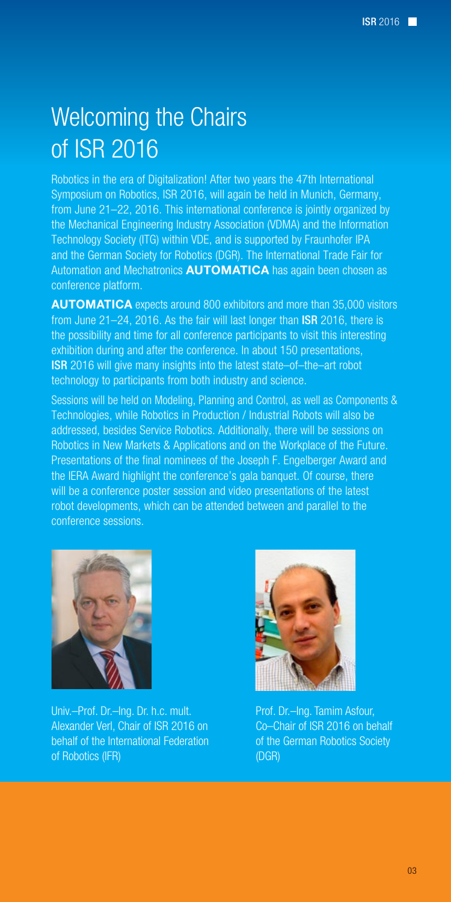# Welcoming the Chairs of ISR 2016

Robotics in the era of Digitalization! After two years the 47th International Symposium on Robotics, ISR 2016, will again be held in Munich, Germany, from June 21–22, 2016. This international conference is jointly organized by the Mechanical Engineering Industry Association (VDMA) and the Information Technology Society (ITG) within VDE, and is supported by Fraunhofer IPA and the German Society for Robotics (DGR). The International Trade Fair for Automation and Mechatronics **AUTOMATICA** has again been chosen as conference platform.

**AUTOMATICA** expects around 800 exhibitors and more than 35,000 visitors from June 21–24, 2016. As the fair will last longer than **ISR** 2016, there is the possibility and time for all conference participants to visit this interesting exhibition during and after the conference. In about 150 presentations, **ISR** 2016 will give many insights into the latest state–of–the–art robot technology to participants from both industry and science.

Sessions will be held on Modeling, Planning and Control, as well as Components & Technologies, while Robotics in Production / Industrial Robots will also be addressed, besides Service Robotics. Additionally, there will be sessions on Robotics in New Markets & Applications and on the Workplace of the Future. Presentations of the final nominees of the Joseph F. Engelberger Award and the IERA Award highlight the conference's gala banquet. Of course, there will be a conference poster session and video presentations of the latest robot developments, which can be attended between and parallel to the conference sessions.

Univ.–Prof. Dr.–Ing. Dr. h.c. mult. Alexander Verl, Chair of ISR 2016 on behalf of the International Federation of Robotics (IFR)

Prof. Dr.–Ing. Tamim Asfour, Co–Chair of ISR 2016 on behalf of the German Robotics Society (DGR)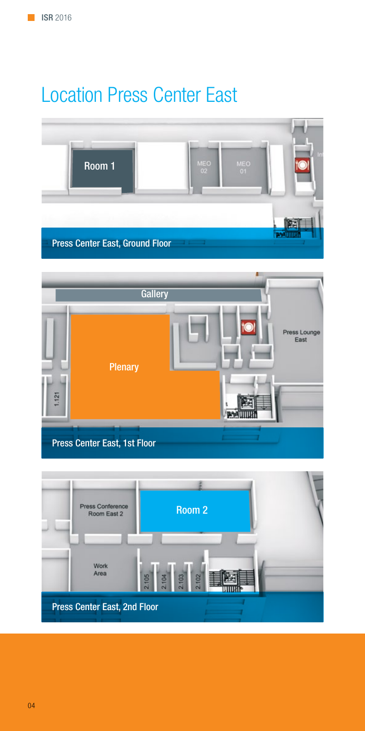# Location Press Center East

Room 1

MEO 02

MEO 01

Press Center East, Ground Floor

Gallery

Plenary

Press Lounge East

1.121

Press Center East, 1st Floor

Press Conference Room East 2

Room 2

Work Area

2.105

2.104

2.103

2.102

Press Center East, 2nd Floor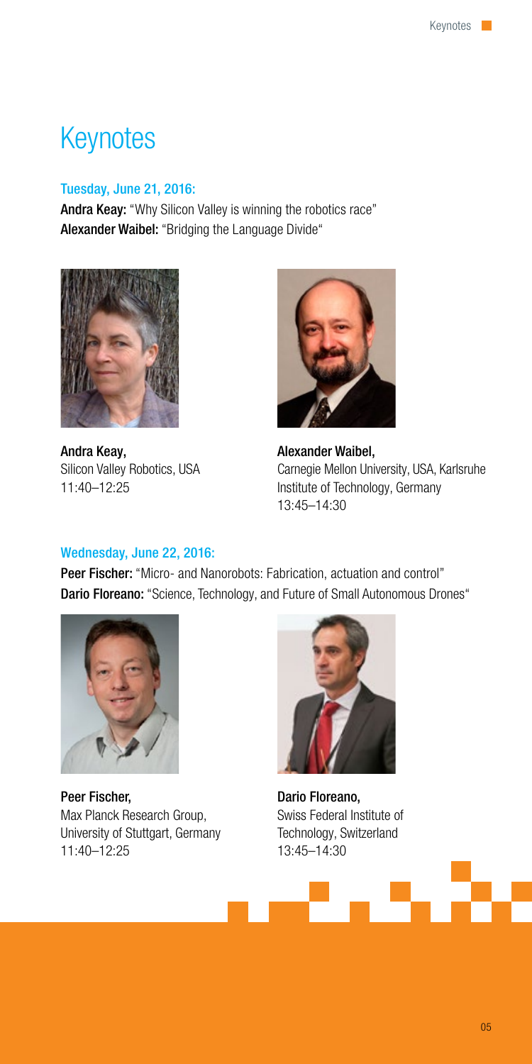# Keynotes

### Tuesday, June 21, 2016:

**Andra Keay:** "Why Silicon Valley is winning the robotics race"
**Alexander Waibel:** "Bridging the Language Divide"

**Andra Keay,**
Silicon Valley Robotics, USA
11:40–12:25

**Alexander Waibel,**
Carnegie Mellon University, USA, Karlsruhe Institute of Technology, Germany
13:45–14:30

### Wednesday, June 22, 2016:

**Peer Fischer:** "Micro- and Nanorobots: Fabrication, actuation and control"
**Dario Floreano:** "Science, Technology, and Future of Small Autonomous Drones"

**Peer Fischer,**
Max Planck Research Group, University of Stuttgart, Germany
11:40–12:25

**Dario Floreano,**
Swiss Federal Institute of Technology, Switzerland
13:45–14:30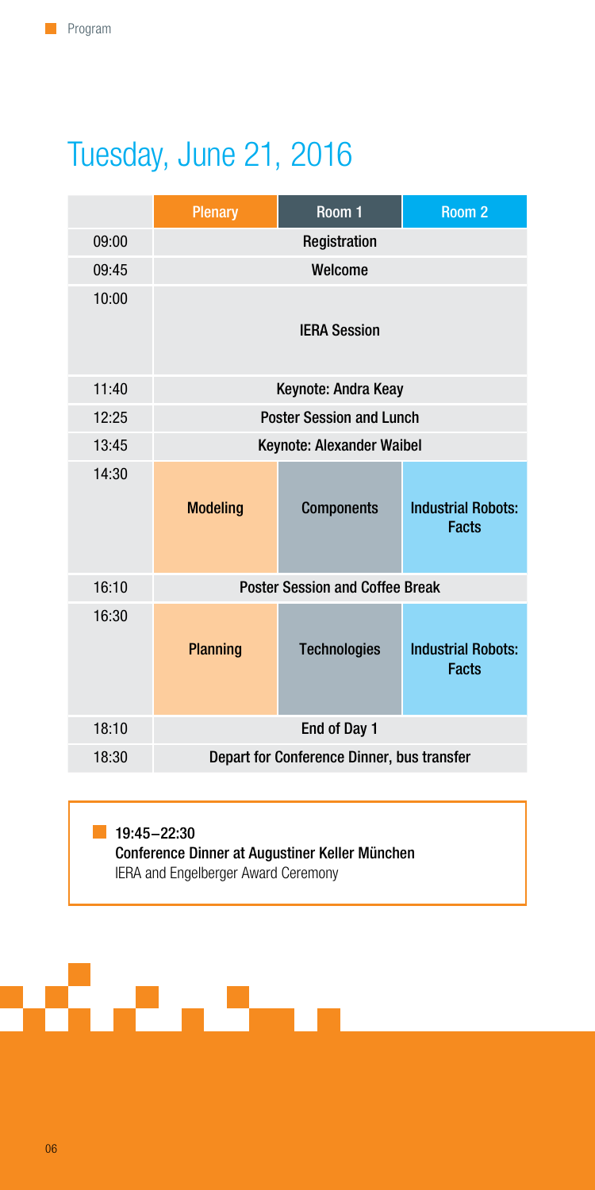# Tuesday, June 21, 2016

| | Plenary | Room 1 | Room 2 |
|---|---|---|---|
| 09:00 | Registration | | |
| 09:45 | Welcome | | |
| 10:00 | IERA Session | | |
| 11:40 | Keynote: Andra Keay | | |
| 12:25 | Poster Session and Lunch | | |
| 13:45 | Keynote: Alexander Waibel | | |
| 14:30 | Modeling | Components | Industrial Robots: Facts |
| 16:10 | Poster Session and Coffee Break | | |
| 16:30 | Planning | Technologies | Industrial Robots: Facts |
| 18:10 | End of Day 1 | | |
| 18:30 | Depart for Conference Dinner, bus transfer | | |

**19:45–22:30**
**Conference Dinner at Augustiner Keller München**
IERA and Engelberger Award Ceremony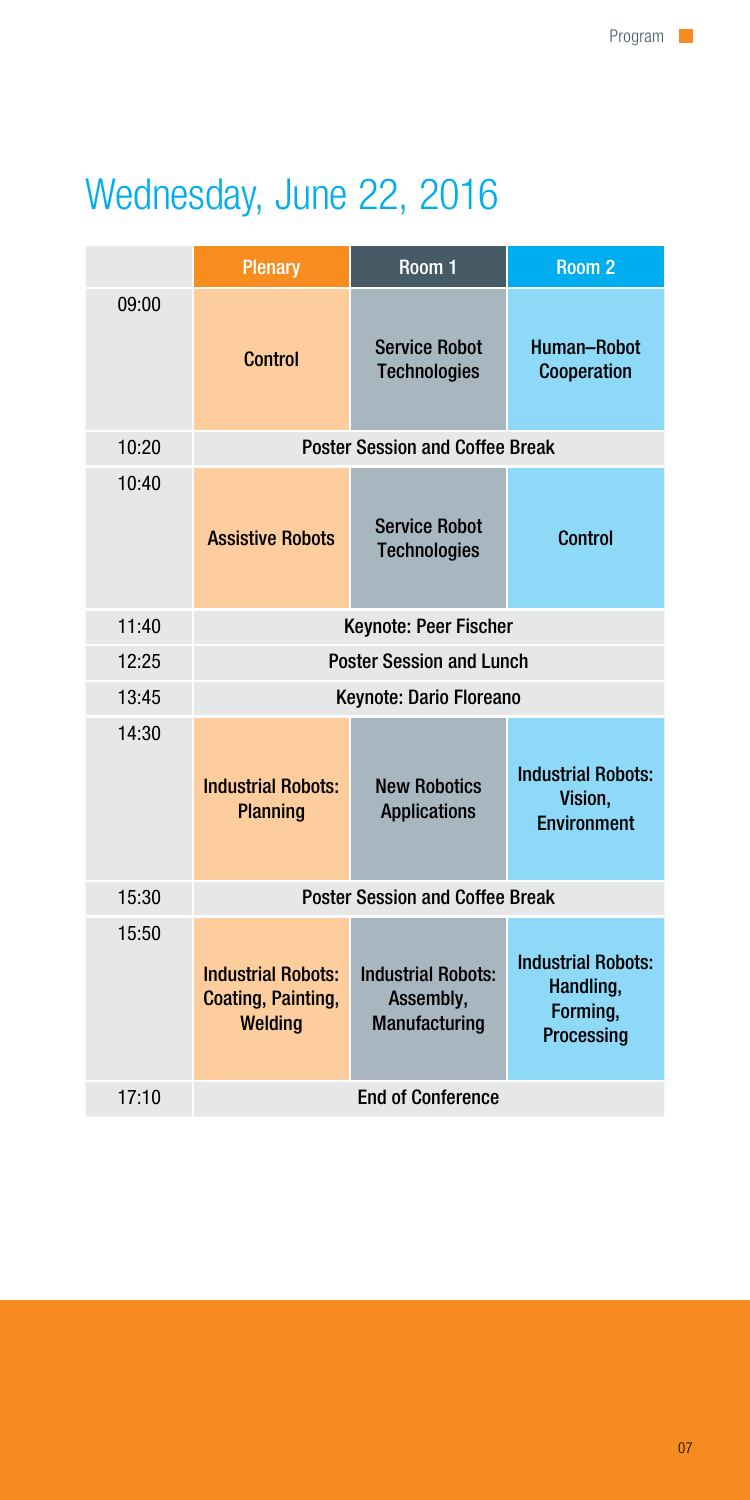# Wednesday, June 22, 2016

| | Plenary | Room 1 | Room 2 |
|---|---|---|---|
| 09:00 | Control | Service Robot Technologies | Human–Robot Cooperation |
| 10:20 | Poster Session and Coffee Break | | |
| 10:40 | Assistive Robots | Service Robot Technologies | Control |
| 11:40 | Keynote: Peer Fischer | | |
| 12:25 | Poster Session and Lunch | | |
| 13:45 | Keynote: Dario Floreano | | |
| 14:30 | Industrial Robots: Planning | New Robotics Applications | Industrial Robots: Vision, Environment |
| 15:30 | Poster Session and Coffee Break | | |
| 15:50 | Industrial Robots: Coating, Painting, Welding | Industrial Robots: Assembly, Manufacturing | Industrial Robots: Handling, Forming, Processing |
| 17:10 | End of Conference | | |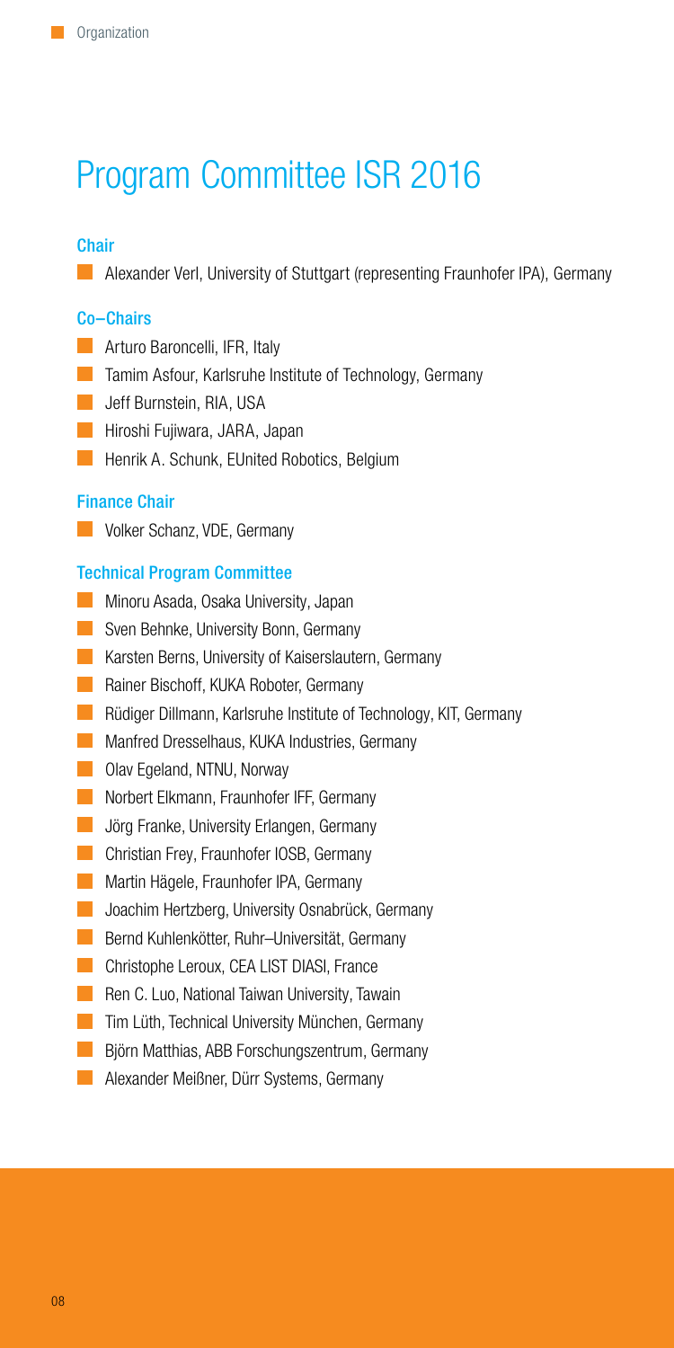# Program Committee ISR 2016

### Chair

- Alexander Verl, University of Stuttgart (representing Fraunhofer IPA), Germany

### Co–Chairs

- Arturo Baroncelli, IFR, Italy
- Tamim Asfour, Karlsruhe Institute of Technology, Germany
- Jeff Burnstein, RIA, USA
- Hiroshi Fujiwara, JARA, Japan
- Henrik A. Schunk, EUnited Robotics, Belgium

### Finance Chair

- Volker Schanz, VDE, Germany

### Technical Program Committee

- Minoru Asada, Osaka University, Japan
- Sven Behnke, University Bonn, Germany
- Karsten Berns, University of Kaiserslautern, Germany
- Rainer Bischoff, KUKA Roboter, Germany
- Rüdiger Dillmann, Karlsruhe Institute of Technology, KIT, Germany
- Manfred Dresselhaus, KUKA Industries, Germany
- Olav Egeland, NTNU, Norway
- Norbert Elkmann, Fraunhofer IFF, Germany
- Jörg Franke, University Erlangen, Germany
- Christian Frey, Fraunhofer IOSB, Germany
- Martin Hägele, Fraunhofer IPA, Germany
- Joachim Hertzberg, University Osnabrück, Germany
- Bernd Kuhlenkötter, Ruhr–Universität, Germany
- Christophe Leroux, CEA LIST DIASI, France
- Ren C. Luo, National Taiwan University, Tawain
- Tim Lüth, Technical University München, Germany
- Björn Matthias, ABB Forschungszentrum, Germany
- Alexander Meißner, Dürr Systems, Germany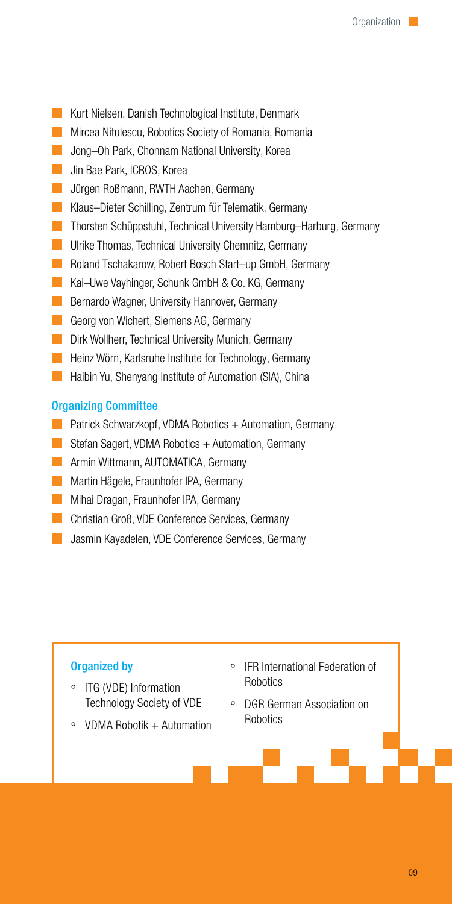- Kurt Nielsen, Danish Technological Institute, Denmark
- Mircea Nitulescu, Robotics Society of Romania, Romania
- Jong–Oh Park, Chonnam National University, Korea
- Jin Bae Park, ICROS, Korea
- Jürgen Roßmann, RWTH Aachen, Germany
- Klaus–Dieter Schilling, Zentrum für Telematik, Germany
- Thorsten Schüppstuhl, Technical University Hamburg–Harburg, Germany
- Ulrike Thomas, Technical University Chemnitz, Germany
- Roland Tschakarow, Robert Bosch Start–up GmbH, Germany
- Kai–Uwe Vayhinger, Schunk GmbH & Co. KG, Germany
- Bernardo Wagner, University Hannover, Germany
- Georg von Wichert, Siemens AG, Germany
- Dirk Wollherr, Technical University Munich, Germany
- Heinz Wörn, Karlsruhe Institute for Technology, Germany
- Haibin Yu, Shenyang Institute of Automation (SIA), China

### Organizing Committee

- Patrick Schwarzkopf, VDMA Robotics + Automation, Germany
- Stefan Sagert, VDMA Robotics + Automation, Germany
- Armin Wittmann, AUTOMATICA, Germany
- Martin Hägele, Fraunhofer IPA, Germany
- Mihai Dragan, Fraunhofer IPA, Germany
- Christian Groß, VDE Conference Services, Germany
- Jasmin Kayadelen, VDE Conference Services, Germany

### Organized by

- ITG (VDE) Information Technology Society of VDE
- VDMA Robotik + Automation
- IFR International Federation of Robotics
- DGR German Association on Robotics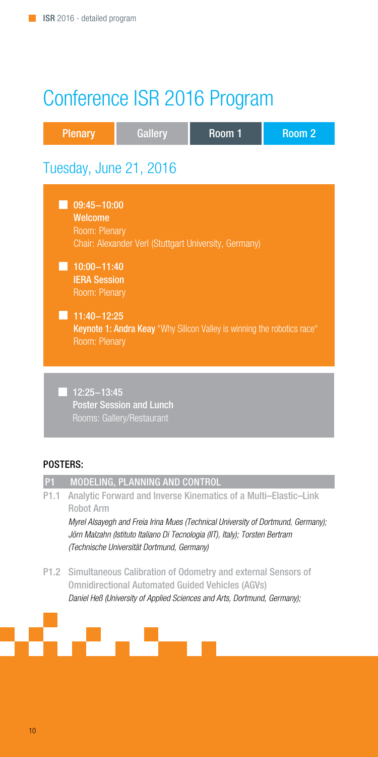# Conference ISR 2016 Program

| Plenary | Gallery | Room 1 | Room 2 |
| --- | --- | --- | --- |

## Tuesday, June 21, 2016

**09:45–10:00**
**Welcome**
Room: Plenary
Chair: Alexander Verl (Stuttgart University, Germany)

**10:00–11:40**
**IERA Session**
Room: Plenary

**11:40–12:25**
**Keynote 1: Andra Keay** "Why Silicon Valley is winning the robotics race"
Room: Plenary

**12:25–13:45**
**Poster Session and Lunch**
Rooms: Gallery/Restaurant

### POSTERS:

**P1 MODELING, PLANNING AND CONTROL**

P1.1 Analytic Forward and Inverse Kinematics of a Multi–Elastic–Link Robot Arm
*Myrel Alsayegh and Freia Irina Mues (Technical University of Dortmund, Germany); Jörn Malzahn (Istituto Italiano Di Tecnologia (IIT), Italy); Torsten Bertram (Technische Universität Dortmund, Germany)*

P1.2 Simultaneous Calibration of Odometry and external Sensors of Omnidirectional Automated Guided Vehicles (AGVs)
*Daniel Heß (University of Applied Sciences and Arts, Dortmund, Germany);*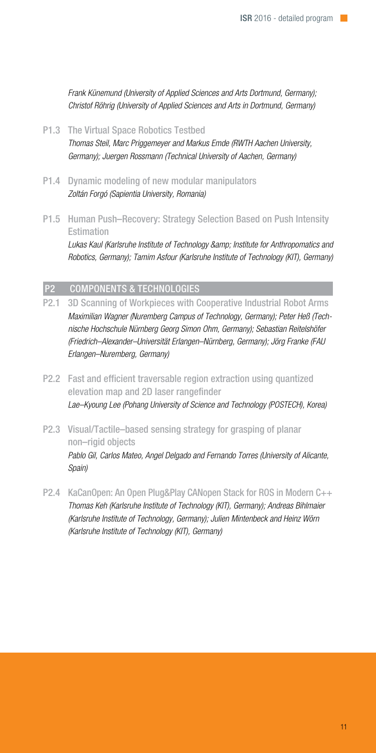*Frank Künemund (University of Applied Sciences and Arts Dortmund, Germany); Christof Röhrig (University of Applied Sciences and Arts in Dortmund, Germany)*

**P1.3 The Virtual Space Robotics Testbed**
*Thomas Steil, Marc Priggemeyer and Markus Emde (RWTH Aachen University, Germany); Juergen Rossmann (Technical University of Aachen, Germany)*

**P1.4 Dynamic modeling of new modular manipulators**
*Zoltán Forgó (Sapientia University, Romania)*

**P1.5 Human Push–Recovery: Strategy Selection Based on Push Intensity Estimation**
*Lukas Kaul (Karlsruhe Institute of Technology &amp; Institute for Anthropomatics and Robotics, Germany); Tamim Asfour (Karlsruhe Institute of Technology (KIT), Germany)*

## P2 COMPONENTS & TECHNOLOGIES

**P2.1 3D Scanning of Workpieces with Cooperative Industrial Robot Arms**
*Maximilian Wagner (Nuremberg Campus of Technology, Germany); Peter Heß (Technische Hochschule Nürnberg Georg Simon Ohm, Germany); Sebastian Reitelshöfer (Friedrich–Alexander–Universität Erlangen–Nürnberg, Germany); Jörg Franke (FAU Erlangen–Nuremberg, Germany)*

**P2.2 Fast and efficient traversable region extraction using quantized elevation map and 2D laser rangefinder**
*Lae–Kyoung Lee (Pohang University of Science and Technology (POSTECH), Korea)*

**P2.3 Visual/Tactile–based sensing strategy for grasping of planar non–rigid objects**
*Pablo Gil, Carlos Mateo, Angel Delgado and Fernando Torres (University of Alicante, Spain)*

**P2.4 KaCanOpen: An Open Plug&Play CANopen Stack for ROS in Modern C++**
*Thomas Keh (Karlsruhe Institute of Technology (KIT), Germany); Andreas Bihlmaier (Karlsruhe Institute of Technology, Germany); Julien Mintenbeck and Heinz Wörn (Karlsruhe Institute of Technology (KIT), Germany)*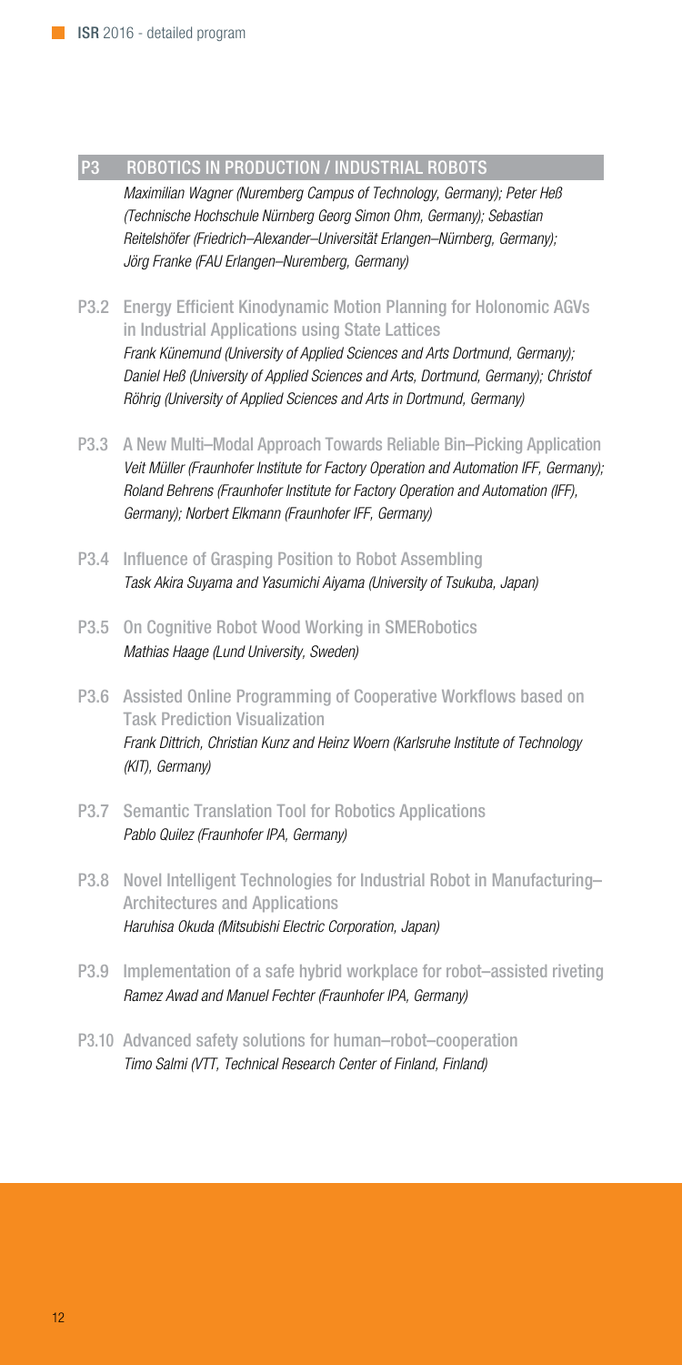## P3 ROBOTICS IN PRODUCTION / INDUSTRIAL ROBOTS

*Maximilian Wagner (Nuremberg Campus of Technology, Germany); Peter Heß (Technische Hochschule Nürnberg Georg Simon Ohm, Germany); Sebastian Reitelshöfer (Friedrich–Alexander–Universität Erlangen–Nürnberg, Germany); Jörg Franke (FAU Erlangen–Nuremberg, Germany)*

**P3.2 Energy Efficient Kinodynamic Motion Planning for Holonomic AGVs in Industrial Applications using State Lattices**
*Frank Künemund (University of Applied Sciences and Arts Dortmund, Germany); Daniel Heß (University of Applied Sciences and Arts, Dortmund, Germany); Christof Röhrig (University of Applied Sciences and Arts in Dortmund, Germany)*

**P3.3 A New Multi–Modal Approach Towards Reliable Bin–Picking Application**
*Veit Müller (Fraunhofer Institute for Factory Operation and Automation IFF, Germany); Roland Behrens (Fraunhofer Institute for Factory Operation and Automation (IFF), Germany); Norbert Elkmann (Fraunhofer IFF, Germany)*

**P3.4 Influence of Grasping Position to Robot Assembling**
*Task Akira Suyama and Yasumichi Aiyama (University of Tsukuba, Japan)*

**P3.5 On Cognitive Robot Wood Working in SMERobotics**
*Mathias Haage (Lund University, Sweden)*

**P3.6 Assisted Online Programming of Cooperative Workflows based on Task Prediction Visualization**
*Frank Dittrich, Christian Kunz and Heinz Woern (Karlsruhe Institute of Technology (KIT), Germany)*

**P3.7 Semantic Translation Tool for Robotics Applications**
*Pablo Quilez (Fraunhofer IPA, Germany)*

**P3.8 Novel Intelligent Technologies for Industrial Robot in Manufacturing–Architectures and Applications**
*Haruhisa Okuda (Mitsubishi Electric Corporation, Japan)*

**P3.9 Implementation of a safe hybrid workplace for robot–assisted riveting**
*Ramez Awad and Manuel Fechter (Fraunhofer IPA, Germany)*

**P3.10 Advanced safety solutions for human–robot–cooperation**
*Timo Salmi (VTT, Technical Research Center of Finland, Finland)*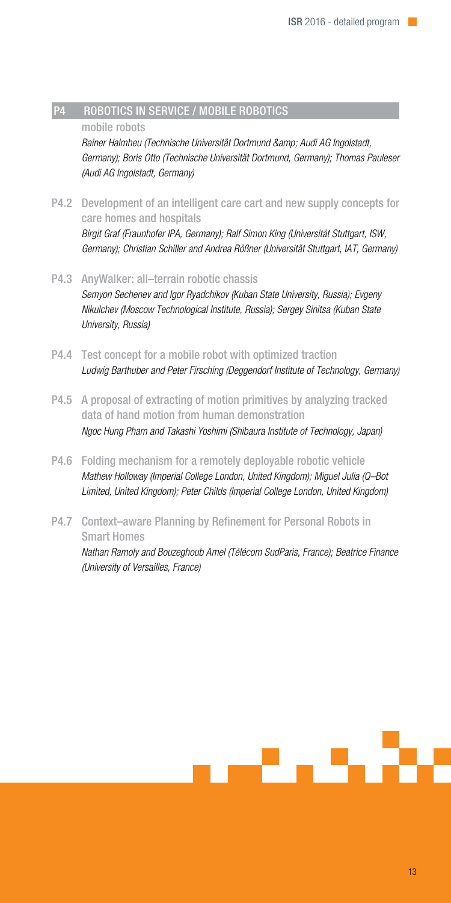## P4 ROBOTICS IN SERVICE / MOBILE ROBOTICS

mobile robots
*Rainer Halmheu (Technische Universität Dortmund &amp; Audi AG Ingolstadt, Germany); Boris Otto (Technische Universität Dortmund, Germany); Thomas Pauleser (Audi AG Ingolstadt, Germany)*

**P4.2** Development of an intelligent care cart and new supply concepts for care homes and hospitals
*Birgit Graf (Fraunhofer IPA, Germany); Ralf Simon King (Universität Stuttgart, ISW, Germany); Christian Schiller and Andrea Rößner (Universität Stuttgart, IAT, Germany)*

**P4.3** AnyWalker: all–terrain robotic chassis
*Semyon Sechenev and Igor Ryadchikov (Kuban State University, Russia); Evgeny Nikulchev (Moscow Technological Institute, Russia); Sergey Sinitsa (Kuban State University, Russia)*

**P4.4** Test concept for a mobile robot with optimized traction
*Ludwig Barthuber and Peter Firsching (Deggendorf Institute of Technology, Germany)*

**P4.5** A proposal of extracting of motion primitives by analyzing tracked data of hand motion from human demonstration
*Ngoc Hung Pham and Takashi Yoshimi (Shibaura Institute of Technology, Japan)*

**P4.6** Folding mechanism for a remotely deployable robotic vehicle
*Mathew Holloway (Imperial College London, United Kingdom); Miguel Julia (Q–Bot Limited, United Kingdom); Peter Childs (Imperial College London, United Kingdom)*

**P4.7** Context–aware Planning by Refinement for Personal Robots in Smart Homes
*Nathan Ramoly and Bouzeghoub Amel (Télécom SudParis, France); Beatrice Finance (University of Versailles, France)*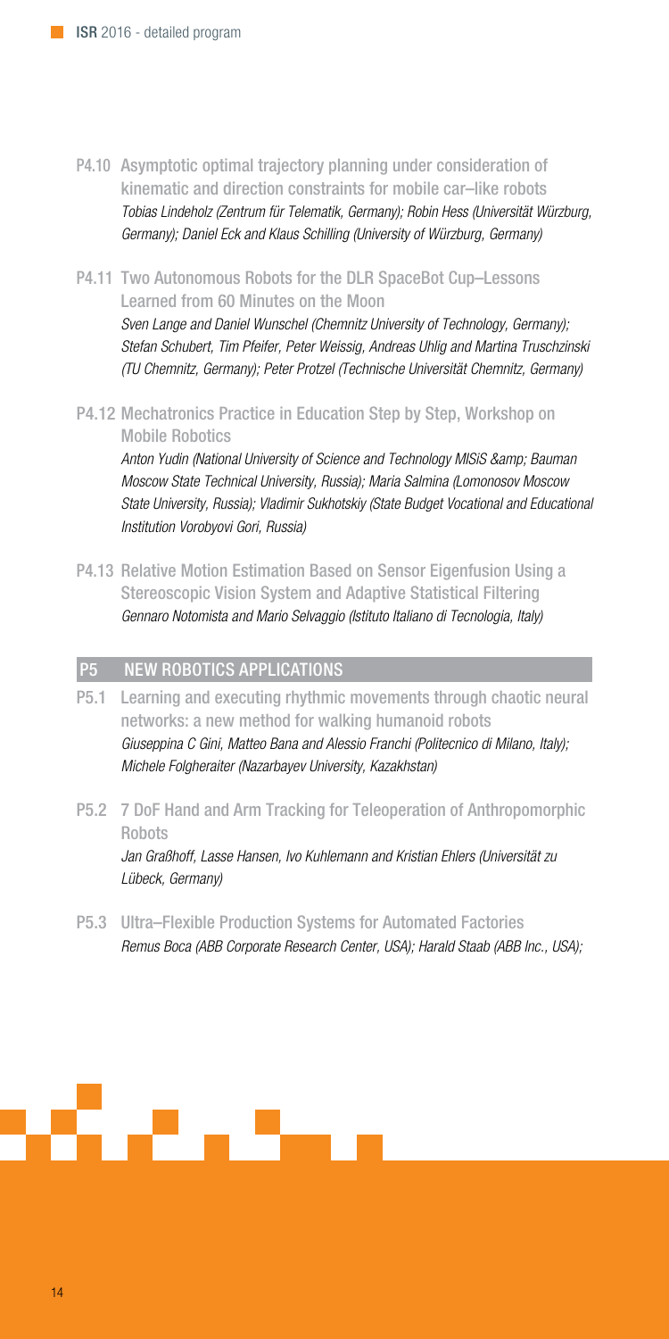P4.10 Asymptotic optimal trajectory planning under consideration of kinematic and direction constraints for mobile car–like robots
*Tobias Lindeholz (Zentrum für Telematik, Germany); Robin Hess (Universität Würzburg, Germany); Daniel Eck and Klaus Schilling (University of Würzburg, Germany)*

P4.11 Two Autonomous Robots for the DLR SpaceBot Cup–Lessons Learned from 60 Minutes on the Moon
*Sven Lange and Daniel Wunschel (Chemnitz University of Technology, Germany); Stefan Schubert, Tim Pfeifer, Peter Weissig, Andreas Uhlig and Martina Truschzinski (TU Chemnitz, Germany); Peter Protzel (Technische Universität Chemnitz, Germany)*

P4.12 Mechatronics Practice in Education Step by Step, Workshop on Mobile Robotics
*Anton Yudin (National University of Science and Technology MISiS &amp; Bauman Moscow State Technical University, Russia); Maria Salmina (Lomonosov Moscow State University, Russia); Vladimir Sukhotskiy (State Budget Vocational and Educational Institution Vorobyovi Gori, Russia)*

P4.13 Relative Motion Estimation Based on Sensor Eigenfusion Using a Stereoscopic Vision System and Adaptive Statistical Filtering
*Gennaro Notomista and Mario Selvaggio (Istituto Italiano di Tecnologia, Italy)*

## P5 NEW ROBOTICS APPLICATIONS

P5.1 Learning and executing rhythmic movements through chaotic neural networks: a new method for walking humanoid robots
*Giuseppina C Gini, Matteo Bana and Alessio Franchi (Politecnico di Milano, Italy); Michele Folgheraiter (Nazarbayev University, Kazakhstan)*

P5.2 7 DoF Hand and Arm Tracking for Teleoperation of Anthropomorphic Robots
*Jan Graßhoff, Lasse Hansen, Ivo Kuhlemann and Kristian Ehlers (Universität zu Lübeck, Germany)*

P5.3 Ultra–Flexible Production Systems for Automated Factories
*Remus Boca (ABB Corporate Research Center, USA); Harald Staab (ABB Inc., USA);*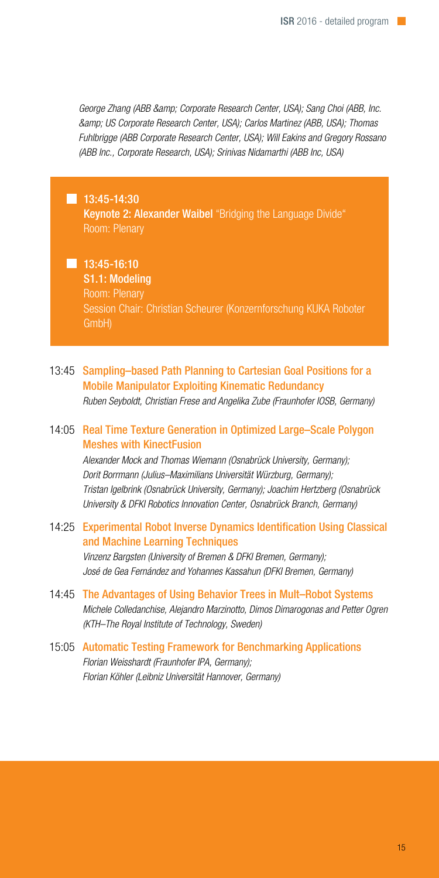*George Zhang (ABB &amp; Corporate Research Center, USA); Sang Choi (ABB, Inc. &amp; US Corporate Research Center, USA); Carlos Martinez (ABB, USA); Thomas Fuhlbrigge (ABB Corporate Research Center, USA); Will Eakins and Gregory Rossano (ABB Inc., Corporate Research, USA); Srinivas Nidamarthi (ABB Inc, USA)*

**13:45-14:30**
**Keynote 2: Alexander Waibel** "Bridging the Language Divide"
Room: Plenary

**13:45-16:10**
**S1.1: Modeling**
Room: Plenary
Session Chair: Christian Scheurer (Konzernforschung KUKA Roboter GmbH)

13:45 **Sampling–based Path Planning to Cartesian Goal Positions for a Mobile Manipulator Exploiting Kinematic Redundancy**
*Ruben Seyboldt, Christian Frese and Angelika Zube (Fraunhofer IOSB, Germany)*

14:05 **Real Time Texture Generation in Optimized Large–Scale Polygon Meshes with KinectFusion**
*Alexander Mock and Thomas Wiemann (Osnabrück University, Germany); Dorit Borrmann (Julius–Maximilians Universität Würzburg, Germany); Tristan Igelbrink (Osnabrück University, Germany); Joachim Hertzberg (Osnabrück University & DFKI Robotics Innovation Center, Osnabrück Branch, Germany)*

14:25 **Experimental Robot Inverse Dynamics Identification Using Classical and Machine Learning Techniques**
*Vinzenz Bargsten (University of Bremen & DFKI Bremen, Germany); José de Gea Fernández and Yohannes Kassahun (DFKI Bremen, Germany)*

14:45 **The Advantages of Using Behavior Trees in Mult–Robot Systems**
*Michele Colledanchise, Alejandro Marzinotto, Dimos Dimarogonas and Petter Ogren (KTH–The Royal Institute of Technology, Sweden)*

15:05 **Automatic Testing Framework for Benchmarking Applications**
*Florian Weisshardt (Fraunhofer IPA, Germany); Florian Köhler (Leibniz Universität Hannover, Germany)*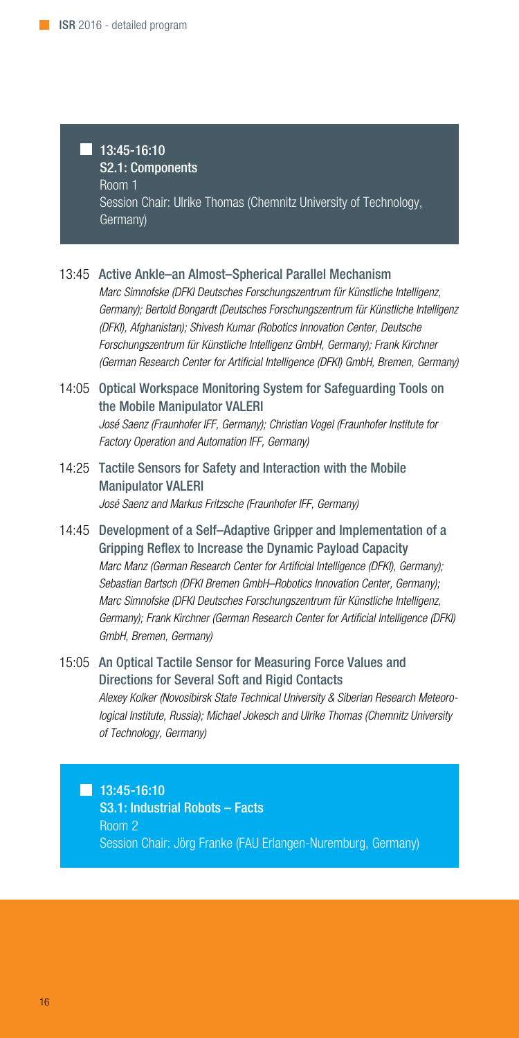## 13:45-16:10

**S2.1: Components**
Room 1
Session Chair: Ulrike Thomas (Chemnitz University of Technology, Germany)

13:45 **Active Ankle–an Almost–Spherical Parallel Mechanism**
*Marc Simnofske (DFKI Deutsches Forschungszentrum für Künstliche Intelligenz, Germany); Bertold Bongardt (Deutsches Forschungszentrum für Künstliche Intelligenz (DFKI), Afghanistan); Shivesh Kumar (Robotics Innovation Center, Deutsche Forschungszentrum für Künstliche Intelligenz GmbH, Germany); Frank Kirchner (German Research Center for Artificial Intelligence (DFKI) GmbH, Bremen, Germany)*

14:05 **Optical Workspace Monitoring System for Safeguarding Tools on the Mobile Manipulator VALERI**
*José Saenz (Fraunhofer IFF, Germany); Christian Vogel (Fraunhofer Institute for Factory Operation and Automation IFF, Germany)*

14:25 **Tactile Sensors for Safety and Interaction with the Mobile Manipulator VALERI**
*José Saenz and Markus Fritzsche (Fraunhofer IFF, Germany)*

14:45 **Development of a Self–Adaptive Gripper and Implementation of a Gripping Reflex to Increase the Dynamic Payload Capacity**
*Marc Manz (German Research Center for Artificial Intelligence (DFKI), Germany); Sebastian Bartsch (DFKI Bremen GmbH–Robotics Innovation Center, Germany); Marc Simnofske (DFKI Deutsches Forschungszentrum für Künstliche Intelligenz, Germany); Frank Kirchner (German Research Center for Artificial Intelligence (DFKI) GmbH, Bremen, Germany)*

15:05 **An Optical Tactile Sensor for Measuring Force Values and Directions for Several Soft and Rigid Contacts**
*Alexey Kolker (Novosibirsk State Technical University & Siberian Research Meteorological Institute, Russia); Michael Jokesch and Ulrike Thomas (Chemnitz University of Technology, Germany)*

## 13:45-16:10

**S3.1: Industrial Robots – Facts**
Room 2
Session Chair: Jörg Franke (FAU Erlangen-Nuremburg, Germany)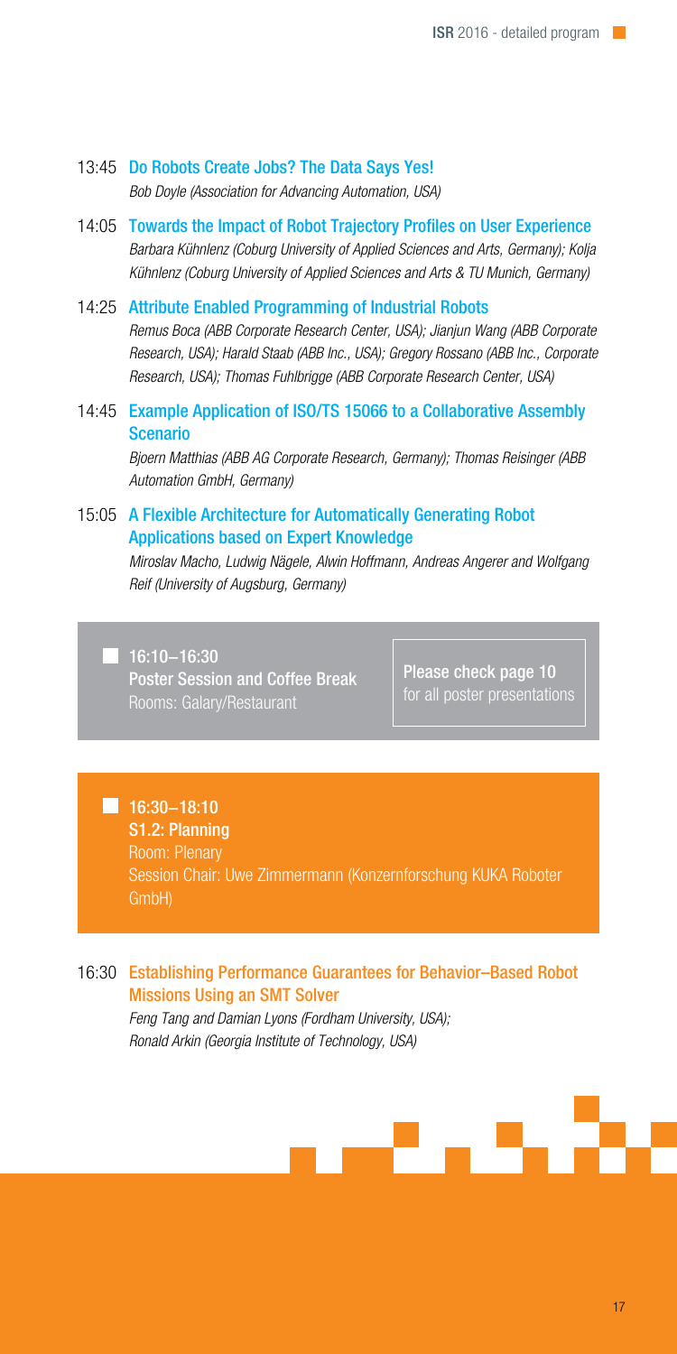13:45 **Do Robots Create Jobs? The Data Says Yes!**
*Bob Doyle (Association for Advancing Automation, USA)*

14:05 **Towards the Impact of Robot Trajectory Profiles on User Experience**
*Barbara Kühnlenz (Coburg University of Applied Sciences and Arts, Germany); Kolja Kühnlenz (Coburg University of Applied Sciences and Arts & TU Munich, Germany)*

14:25 **Attribute Enabled Programming of Industrial Robots**
*Remus Boca (ABB Corporate Research Center, USA); Jianjun Wang (ABB Corporate Research, USA); Harald Staab (ABB Inc., USA); Gregory Rossano (ABB Inc., Corporate Research, USA); Thomas Fuhlbrigge (ABB Corporate Research Center, USA)*

14:45 **Example Application of ISO/TS 15066 to a Collaborative Assembly Scenario**
*Bjoern Matthias (ABB AG Corporate Research, Germany); Thomas Reisinger (ABB Automation GmbH, Germany)*

15:05 **A Flexible Architecture for Automatically Generating Robot Applications based on Expert Knowledge**
*Miroslav Macho, Ludwig Nägele, Alwin Hoffmann, Andreas Angerer and Wolfgang Reif (University of Augsburg, Germany)*

**16:10–16:30**
**Poster Session and Coffee Break**
Rooms: Galary/Restaurant

**Please check page 10**
for all poster presentations

**16:30–18:10**
**S1.2: Planning**
Room: Plenary
Session Chair: Uwe Zimmermann (Konzernforschung KUKA Roboter GmbH)

16:30 **Establishing Performance Guarantees for Behavior–Based Robot Missions Using an SMT Solver**
*Feng Tang and Damian Lyons (Fordham University, USA); Ronald Arkin (Georgia Institute of Technology, USA)*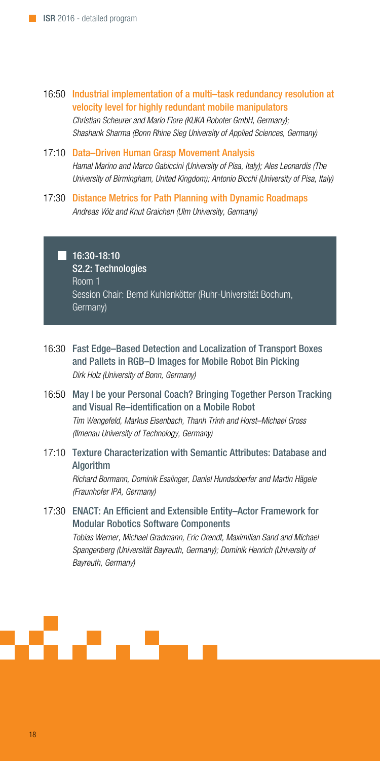16:50 **Industrial implementation of a multi–task redundancy resolution at velocity level for highly redundant mobile manipulators**
*Christian Scheurer and Mario Fiore (KUKA Roboter GmbH, Germany); Shashank Sharma (Bonn Rhine Sieg University of Applied Sciences, Germany)*

17:10 **Data–Driven Human Grasp Movement Analysis**
*Hamal Marino and Marco Gabiccini (University of Pisa, Italy); Ales Leonardis (The University of Birmingham, United Kingdom); Antonio Bicchi (University of Pisa, Italy)*

17:30 **Distance Metrics for Path Planning with Dynamic Roadmaps**
*Andreas Völz and Knut Graichen (Ulm University, Germany)*

## 16:30-18:10
### S2.2: Technologies
Room 1
Session Chair: Bernd Kuhlenkötter (Ruhr-Universität Bochum, Germany)

16:30 **Fast Edge–Based Detection and Localization of Transport Boxes and Pallets in RGB–D Images for Mobile Robot Bin Picking**
*Dirk Holz (University of Bonn, Germany)*

16:50 **May I be your Personal Coach? Bringing Together Person Tracking and Visual Re–identification on a Mobile Robot**
*Tim Wengefeld, Markus Eisenbach, Thanh Trinh and Horst–Michael Gross (Ilmenau University of Technology, Germany)*

17:10 **Texture Characterization with Semantic Attributes: Database and Algorithm**
*Richard Bormann, Dominik Esslinger, Daniel Hundsdoerfer and Martin Hägele (Fraunhofer IPA, Germany)*

17:30 **ENACT: An Efficient and Extensible Entity–Actor Framework for Modular Robotics Software Components**
*Tobias Werner, Michael Gradmann, Eric Orendt, Maximilian Sand and Michael Spangenberg (Universität Bayreuth, Germany); Dominik Henrich (University of Bayreuth, Germany)*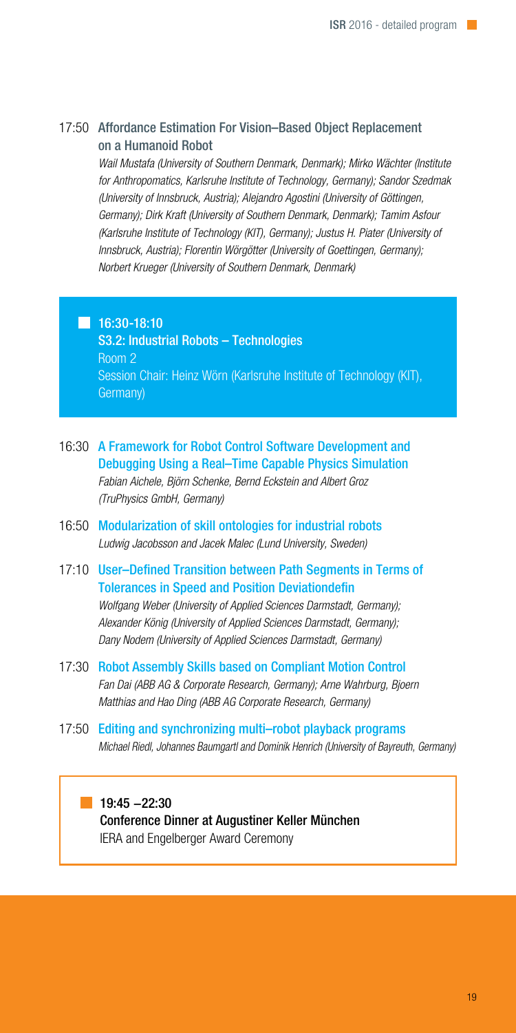17:50 **Affordance Estimation For Vision–Based Object Replacement on a Humanoid Robot**
*Wail Mustafa (University of Southern Denmark, Denmark); Mirko Wächter (Institute for Anthropomatics, Karlsruhe Institute of Technology, Germany); Sandor Szedmak (University of Innsbruck, Austria); Alejandro Agostini (University of Göttingen, Germany); Dirk Kraft (University of Southern Denmark, Denmark); Tamim Asfour (Karlsruhe Institute of Technology (KIT), Germany); Justus H. Piater (University of Innsbruck, Austria); Florentin Wörgötter (University of Goettingen, Germany); Norbert Krueger (University of Southern Denmark, Denmark)*

## 16:30-18:10
### S3.2: Industrial Robots – Technologies
Room 2
Session Chair: Heinz Wörn (Karlsruhe Institute of Technology (KIT), Germany)

16:30 **A Framework for Robot Control Software Development and Debugging Using a Real–Time Capable Physics Simulation**
*Fabian Aichele, Björn Schenke, Bernd Eckstein and Albert Groz (TruPhysics GmbH, Germany)*

16:50 **Modularization of skill ontologies for industrial robots**
*Ludwig Jacobsson and Jacek Malec (Lund University, Sweden)*

17:10 **User–Defined Transition between Path Segments in Terms of Tolerances in Speed and Position Deviationdefin**
*Wolfgang Weber (University of Applied Sciences Darmstadt, Germany); Alexander König (University of Applied Sciences Darmstadt, Germany); Dany Nodem (University of Applied Sciences Darmstadt, Germany)*

17:30 **Robot Assembly Skills based on Compliant Motion Control**
*Fan Dai (ABB AG & Corporate Research, Germany); Arne Wahrburg, Bjoern Matthias and Hao Ding (ABB AG Corporate Research, Germany)*

17:50 **Editing and synchronizing multi–robot playback programs**
*Michael Riedl, Johannes Baumgartl and Dominik Henrich (University of Bayreuth, Germany)*

## 19:45 –22:30
### Conference Dinner at Augustiner Keller München
IERA and Engelberger Award Ceremony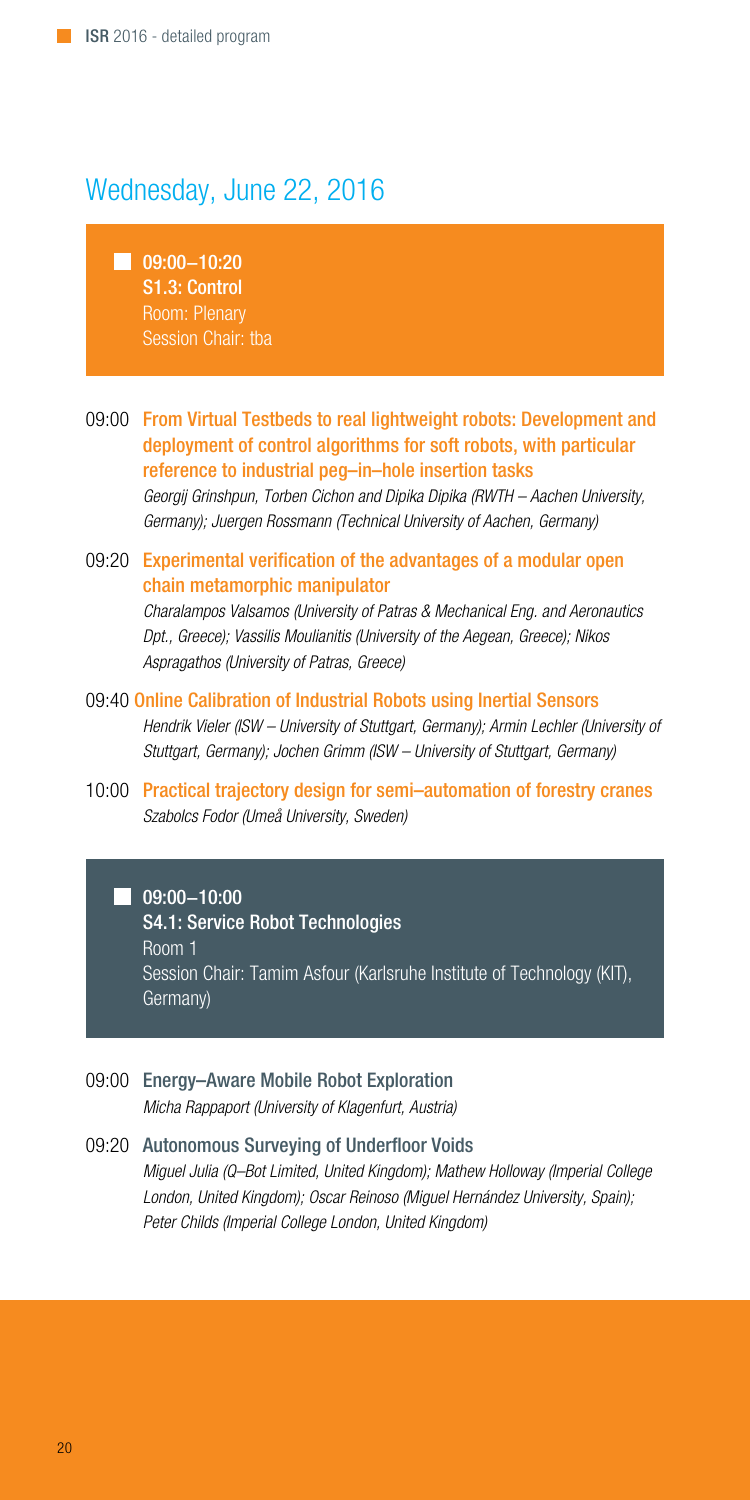## Wednesday, June 22, 2016

**09:00–10:20**
**S1.3: Control**
Room: Plenary
Session Chair: tba

09:00 **From Virtual Testbeds to real lightweight robots: Development and deployment of control algorithms for soft robots, with particular reference to industrial peg–in–hole insertion tasks**
*Georgij Grinshpun, Torben Cichon and Dipika Dipika (RWTH – Aachen University, Germany); Juergen Rossmann (Technical University of Aachen, Germany)*

09:20 **Experimental verification of the advantages of a modular open chain metamorphic manipulator**
*Charalampos Valsamos (University of Patras & Mechanical Eng. and Aeronautics Dpt., Greece); Vassilis Moulianitis (University of the Aegean, Greece); Nikos Aspragathos (University of Patras, Greece)*

09:40 **Online Calibration of Industrial Robots using Inertial Sensors**
*Hendrik Vieler (ISW – University of Stuttgart, Germany); Armin Lechler (University of Stuttgart, Germany); Jochen Grimm (ISW – University of Stuttgart, Germany)*

10:00 **Practical trajectory design for semi–automation of forestry cranes**
*Szabolcs Fodor (Umeå University, Sweden)*

**09:00–10:00**
**S4.1: Service Robot Technologies**
Room 1
Session Chair: Tamim Asfour (Karlsruhe Institute of Technology (KIT), Germany)

09:00 **Energy–Aware Mobile Robot Exploration**
*Micha Rappaport (University of Klagenfurt, Austria)*

09:20 **Autonomous Surveying of Underfloor Voids**
*Miguel Julia (Q–Bot Limited, United Kingdom); Mathew Holloway (Imperial College London, United Kingdom); Oscar Reinoso (Miguel Hernández University, Spain); Peter Childs (Imperial College London, United Kingdom)*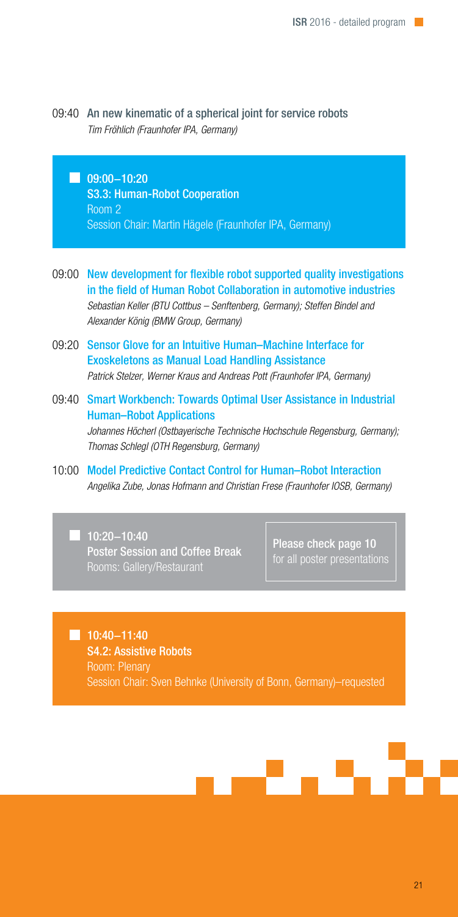09:40 **An new kinematic of a spherical joint for service robots**
*Tim Fröhlich (Fraunhofer IPA, Germany)*

## 09:00–10:20
**S3.3: Human-Robot Cooperation**
Room 2
Session Chair: Martin Hägele (Fraunhofer IPA, Germany)

09:00 **New development for flexible robot supported quality investigations in the field of Human Robot Collaboration in automotive industries**
*Sebastian Keller (BTU Cottbus – Senftenberg, Germany); Steffen Bindel and Alexander König (BMW Group, Germany)*

09:20 **Sensor Glove for an Intuitive Human–Machine Interface for Exoskeletons as Manual Load Handling Assistance**
*Patrick Stelzer, Werner Kraus and Andreas Pott (Fraunhofer IPA, Germany)*

09:40 **Smart Workbench: Towards Optimal User Assistance in Industrial Human–Robot Applications**
*Johannes Höcherl (Ostbayerische Technische Hochschule Regensburg, Germany); Thomas Schlegl (OTH Regensburg, Germany)*

10:00 **Model Predictive Contact Control for Human–Robot Interaction**
*Angelika Zube, Jonas Hofmann and Christian Frese (Fraunhofer IOSB, Germany)*

## 10:20–10:40
**Poster Session and Coffee Break**
Rooms: Gallery/Restaurant

**Please check page 10** for all poster presentations

## 10:40–11:40
**S4.2: Assistive Robots**
Room: Plenary
Session Chair: Sven Behnke (University of Bonn, Germany)–requested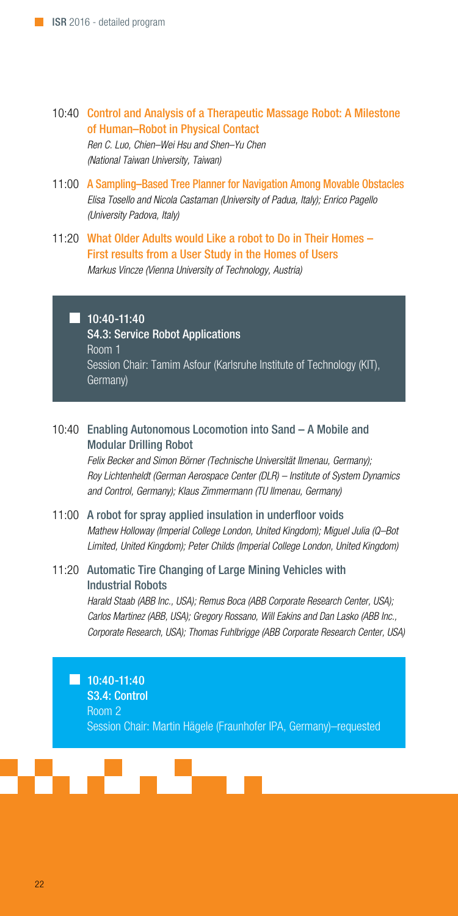10:40 **Control and Analysis of a Therapeutic Massage Robot: A Milestone of Human–Robot in Physical Contact**
*Ren C. Luo, Chien–Wei Hsu and Shen–Yu Chen*
*(National Taiwan University, Taiwan)*

11:00 **A Sampling–Based Tree Planner for Navigation Among Movable Obstacles**
*Elisa Tosello and Nicola Castaman (University of Padua, Italy); Enrico Pagello (University Padova, Italy)*

11:20 **What Older Adults would Like a robot to Do in Their Homes – First results from a User Study in the Homes of Users**
*Markus Vincze (Vienna University of Technology, Austria)*

### 10:40-11:40
**S4.3: Service Robot Applications**
Room 1
Session Chair: Tamim Asfour (Karlsruhe Institute of Technology (KIT), Germany)

10:40 **Enabling Autonomous Locomotion into Sand – A Mobile and Modular Drilling Robot**
*Felix Becker and Simon Börner (Technische Universität Ilmenau, Germany); Roy Lichtenheldt (German Aerospace Center (DLR) – Institute of System Dynamics and Control, Germany); Klaus Zimmermann (TU Ilmenau, Germany)*

11:00 **A robot for spray applied insulation in underfloor voids**
*Mathew Holloway (Imperial College London, United Kingdom); Miguel Julia (Q–Bot Limited, United Kingdom); Peter Childs (Imperial College London, United Kingdom)*

11:20 **Automatic Tire Changing of Large Mining Vehicles with Industrial Robots**
*Harald Staab (ABB Inc., USA); Remus Boca (ABB Corporate Research Center, USA); Carlos Martinez (ABB, USA); Gregory Rossano, Will Eakins and Dan Lasko (ABB Inc., Corporate Research, USA); Thomas Fuhlbrigge (ABB Corporate Research Center, USA)*

### 10:40-11:40
**S3.4: Control**
Room 2
Session Chair: Martin Hägele (Fraunhofer IPA, Germany)–requested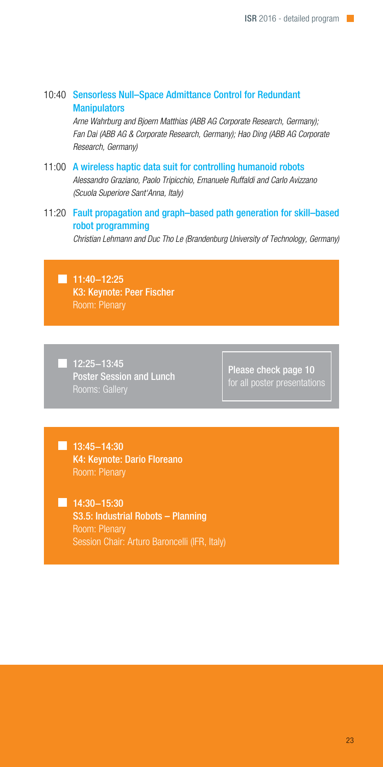10:40 **Sensorless Null–Space Admittance Control for Redundant Manipulators**
*Arne Wahrburg and Bjoern Matthias (ABB AG Corporate Research, Germany); Fan Dai (ABB AG & Corporate Research, Germany); Hao Ding (ABB AG Corporate Research, Germany)*

11:00 **A wireless haptic data suit for controlling humanoid robots**
*Alessandro Graziano, Paolo Tripicchio, Emanuele Ruffaldi and Carlo Avizzano (Scuola Superiore Sant'Anna, Italy)*

11:20 **Fault propagation and graph–based path generation for skill–based robot programming**
*Christian Lehmann and Duc Tho Le (Brandenburg University of Technology, Germany)*

**11:40–12:25**
**K3: Keynote: Peer Fischer**
Room: Plenary

**12:25–13:45**
**Poster Session and Lunch**
Rooms: Gallery

**Please check page 10**
for all poster presentations

**13:45–14:30**
**K4: Keynote: Dario Floreano**
Room: Plenary

**14:30–15:30**
**S3.5: Industrial Robots – Planning**
Room: Plenary
Session Chair: Arturo Baroncelli (IFR, Italy)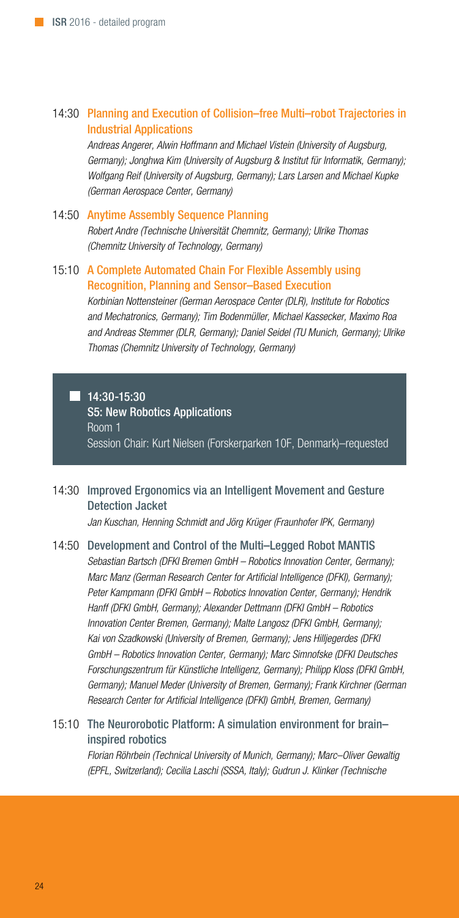### 14:30 Planning and Execution of Collision–free Multi–robot Trajectories in Industrial Applications

*Andreas Angerer, Alwin Hoffmann and Michael Vistein (University of Augsburg, Germany); Jonghwa Kim (University of Augsburg & Institut für Informatik, Germany); Wolfgang Reif (University of Augsburg, Germany); Lars Larsen and Michael Kupke (German Aerospace Center, Germany)*

### 14:50 Anytime Assembly Sequence Planning

*Robert Andre (Technische Universität Chemnitz, Germany); Ulrike Thomas (Chemnitz University of Technology, Germany)*

### 15:10 A Complete Automated Chain For Flexible Assembly using Recognition, Planning and Sensor–Based Execution

*Korbinian Nottensteiner (German Aerospace Center (DLR), Institute for Robotics and Mechatronics, Germany); Tim Bodenmüller, Michael Kassecker, Maximo Roa and Andreas Stemmer (DLR, Germany); Daniel Seidel (TU Munich, Germany); Ulrike Thomas (Chemnitz University of Technology, Germany)*

## 14:30-15:30

## S5: New Robotics Applications

Room 1

Session Chair: Kurt Nielsen (Forskerparken 10F, Denmark)–requested

### 14:30 Improved Ergonomics via an Intelligent Movement and Gesture Detection Jacket

*Jan Kuschan, Henning Schmidt and Jörg Krüger (Fraunhofer IPK, Germany)*

### 14:50 Development and Control of the Multi–Legged Robot MANTIS

*Sebastian Bartsch (DFKI Bremen GmbH – Robotics Innovation Center, Germany); Marc Manz (German Research Center for Artificial Intelligence (DFKI), Germany); Peter Kampmann (DFKI GmbH – Robotics Innovation Center, Germany); Hendrik Hanff (DFKI GmbH, Germany); Alexander Dettmann (DFKI GmbH – Robotics Innovation Center Bremen, Germany); Malte Langosz (DFKI GmbH, Germany); Kai von Szadkowski (University of Bremen, Germany); Jens Hilljegerdes (DFKI GmbH – Robotics Innovation Center, Germany); Marc Simnofske (DFKI Deutsches Forschungszentrum für Künstliche Intelligenz, Germany); Philipp Kloss (DFKI GmbH, Germany); Manuel Meder (University of Bremen, Germany); Frank Kirchner (German Research Center for Artificial Intelligence (DFKI) GmbH, Bremen, Germany)*

### 15:10 The Neurorobotic Platform: A simulation environment for brain–inspired robotics

*Florian Röhrbein (Technical University of Munich, Germany); Marc–Oliver Gewaltig (EPFL, Switzerland); Cecilia Laschi (SSSA, Italy); Gudrun J. Klinker (Technische*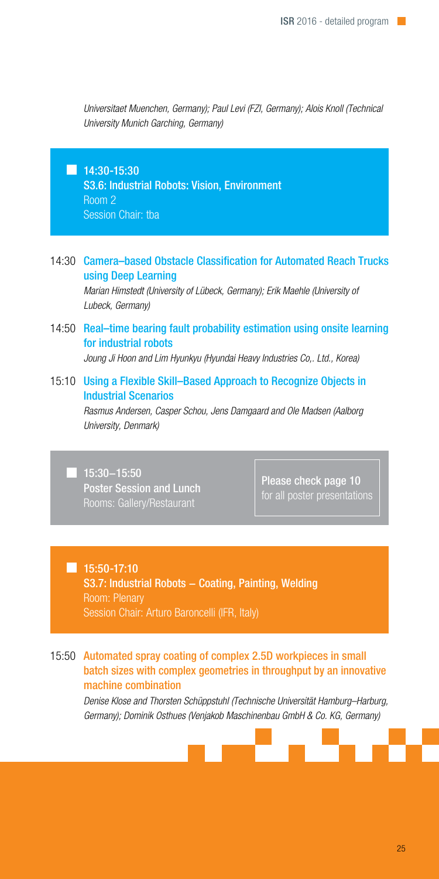*Universitaet Muenchen, Germany); Paul Levi (FZI, Germany); Alois Knoll (Technical University Munich Garching, Germany)*

## 14:30-15:30
**S3.6: Industrial Robots: Vision, Environment**
Room 2
Session Chair: tba

14:30 **Camera–based Obstacle Classification for Automated Reach Trucks using Deep Learning**
*Marian Himstedt (University of Lübeck, Germany); Erik Maehle (University of Lubeck, Germany)*

14:50 **Real–time bearing fault probability estimation using onsite learning for industrial robots**
*Joung Ji Hoon and Lim Hyunkyu (Hyundai Heavy Industries Co,. Ltd., Korea)*

15:10 **Using a Flexible Skill–Based Approach to Recognize Objects in Industrial Scenarios**
*Rasmus Andersen, Casper Schou, Jens Damgaard and Ole Madsen (Aalborg University, Denmark)*

## 15:30–15:50
**Poster Session and Lunch**
Rooms: Gallery/Restaurant

**Please check page 10** for all poster presentations

## 15:50-17:10
**S3.7: Industrial Robots – Coating, Painting, Welding**
Room: Plenary
Session Chair: Arturo Baroncelli (IFR, Italy)

15:50 **Automated spray coating of complex 2.5D workpieces in small batch sizes with complex geometries in throughput by an innovative machine combination**
*Denise Klose and Thorsten Schüppstuhl (Technische Universität Hamburg–Harburg, Germany); Dominik Osthues (Venjakob Maschinenbau GmbH & Co. KG, Germany)*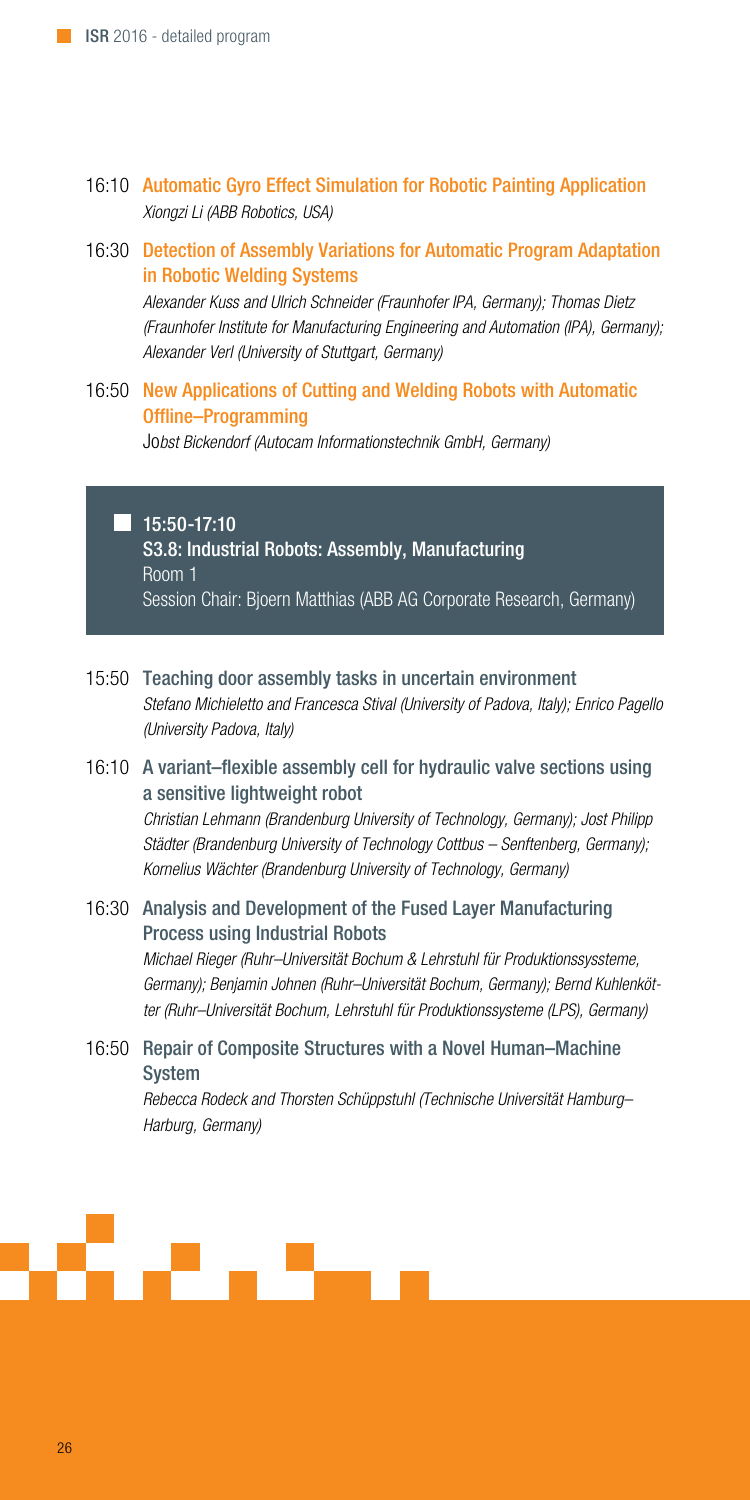16:10 **Automatic Gyro Effect Simulation for Robotic Painting Application**
*Xiongzi Li (ABB Robotics, USA)*

16:30 **Detection of Assembly Variations for Automatic Program Adaptation in Robotic Welding Systems**
*Alexander Kuss and Ulrich Schneider (Fraunhofer IPA, Germany); Thomas Dietz (Fraunhofer Institute for Manufacturing Engineering and Automation (IPA), Germany); Alexander Verl (University of Stuttgart, Germany)*

16:50 **New Applications of Cutting and Welding Robots with Automatic Offline–Programming**
Jo*bst Bickendorf (Autocam Informationstechnik GmbH, Germany)*

## 15:50-17:10
## S3.8: Industrial Robots: Assembly, Manufacturing
Room 1
Session Chair: Bjoern Matthias (ABB AG Corporate Research, Germany)

15:50 **Teaching door assembly tasks in uncertain environment**
*Stefano Michieletto and Francesca Stival (University of Padova, Italy); Enrico Pagello (University Padova, Italy)*

16:10 **A variant–flexible assembly cell for hydraulic valve sections using a sensitive lightweight robot**
*Christian Lehmann (Brandenburg University of Technology, Germany); Jost Philipp Städter (Brandenburg University of Technology Cottbus – Senftenberg, Germany); Kornelius Wächter (Brandenburg University of Technology, Germany)*

16:30 **Analysis and Development of the Fused Layer Manufacturing Process using Industrial Robots**
*Michael Rieger (Ruhr–Universität Bochum & Lehrstuhl für Produktionssyssteme, Germany); Benjamin Johnen (Ruhr–Universität Bochum, Germany); Bernd Kuhlenkötter (Ruhr–Universität Bochum, Lehrstuhl für Produktionssysteme (LPS), Germany)*

16:50 **Repair of Composite Structures with a Novel Human–Machine System**
*Rebecca Rodeck and Thorsten Schüppstuhl (Technische Universität Hamburg–Harburg, Germany)*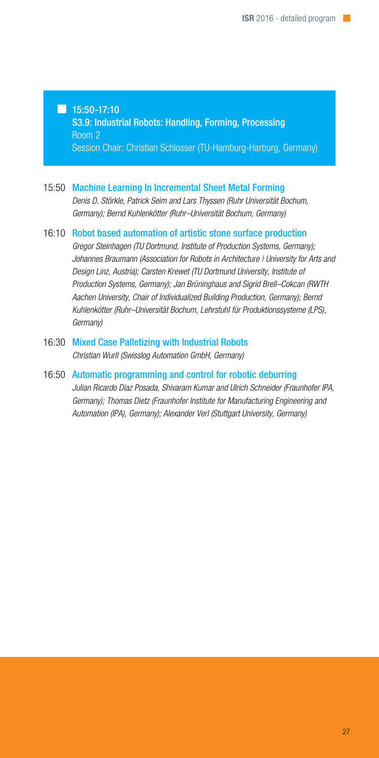## 15:50-17:10

**S3.9: Industrial Robots: Handling, Forming, Processing**

Room 2

Session Chair: Christian Schlosser (TU-Hamburg-Harburg, Germany)

15:50 **Machine Learning In Incremental Sheet Metal Forming**
*Denis D. Störkle, Patrick Seim and Lars Thyssen (Ruhr Universität Bochum, Germany); Bernd Kuhlenkötter (Ruhr–Universität Bochum, Germany)*

16:10 **Robot based automation of artistic stone surface production**
*Gregor Steinhagen (TU Dortmund, Institute of Production Systems, Germany); Johannes Braumann (Association for Robots in Architecture | University for Arts and Design Linz, Austria); Carsten Krewet (TU Dortmund University, Institute of Production Systems, Germany); Jan Brüninghaus and Sigrid Brell–Cokcan (RWTH Aachen University, Chair of Individualized Building Production, Germany); Bernd Kuhlenkötter (Ruhr–Universität Bochum, Lehrstuhl für Produktionssysteme (LPS), Germany)*

16:30 **Mixed Case Palletizing with Industrial Robots**
*Christian Wurll (Swisslog Automation GmbH, Germany)*

16:50 **Automatic programming and control for robotic deburring**
*Julian Ricardo Diaz Posada, Shivaram Kumar and Ulrich Schneider (Fraunhofer IPA, Germany); Thomas Dietz (Fraunhofer Institute for Manufacturing Engineering and Automation (IPA), Germany); Alexander Verl (Stuttgart University, Germany)*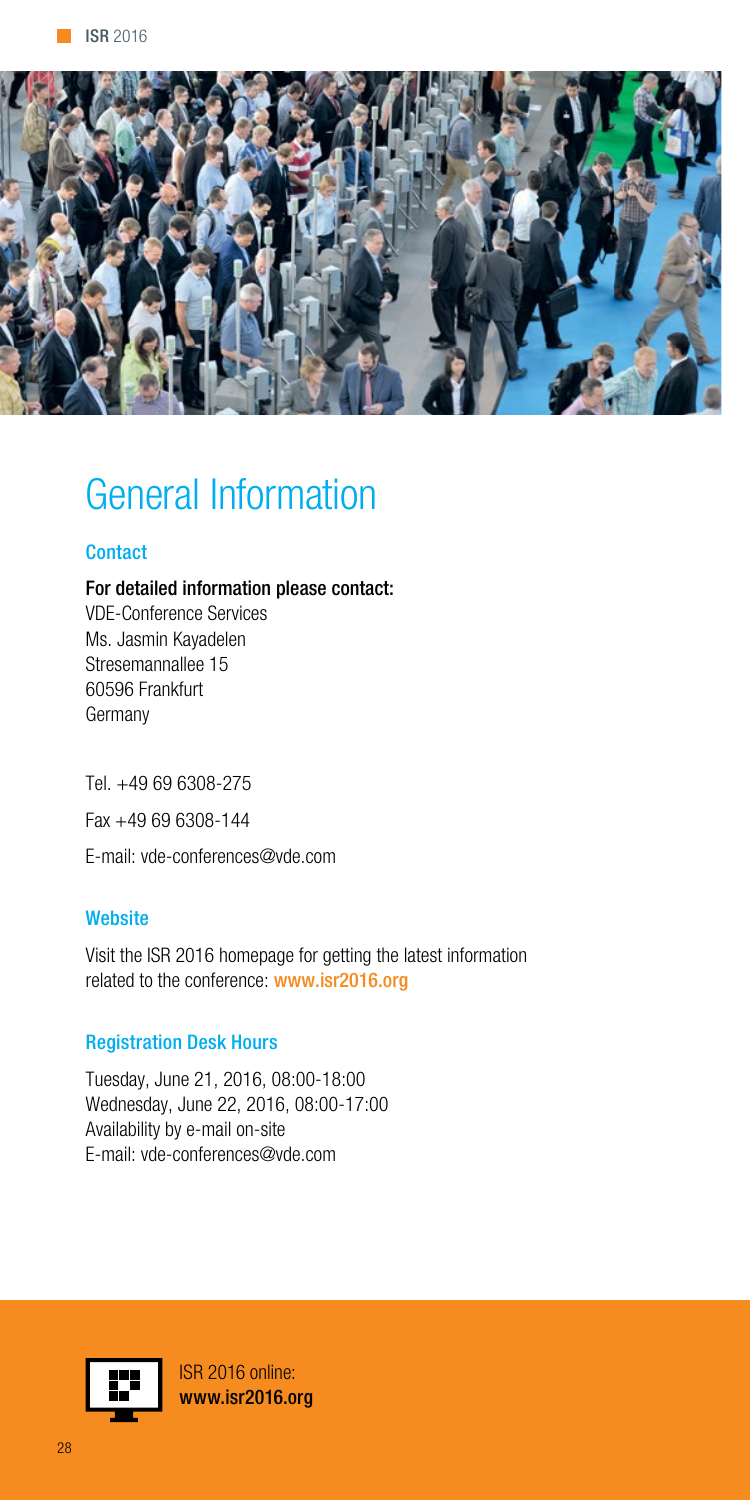# General Information

## Contact

**For detailed information please contact:**
VDE-Conference Services
Ms. Jasmin Kayadelen
Stresemannallee 15
60596 Frankfurt
Germany

Tel. +49 69 6308-275

Fax +49 69 6308-144

E-mail: vde-conferences@vde.com

## Website

Visit the ISR 2016 homepage for getting the latest information related to the conference: www.isr2016.org

## Registration Desk Hours

Tuesday, June 21, 2016, 08:00-18:00
Wednesday, June 22, 2016, 08:00-17:00
Availability by e-mail on-site
E-mail: vde-conferences@vde.com

ISR 2016 online:
**www.isr2016.org**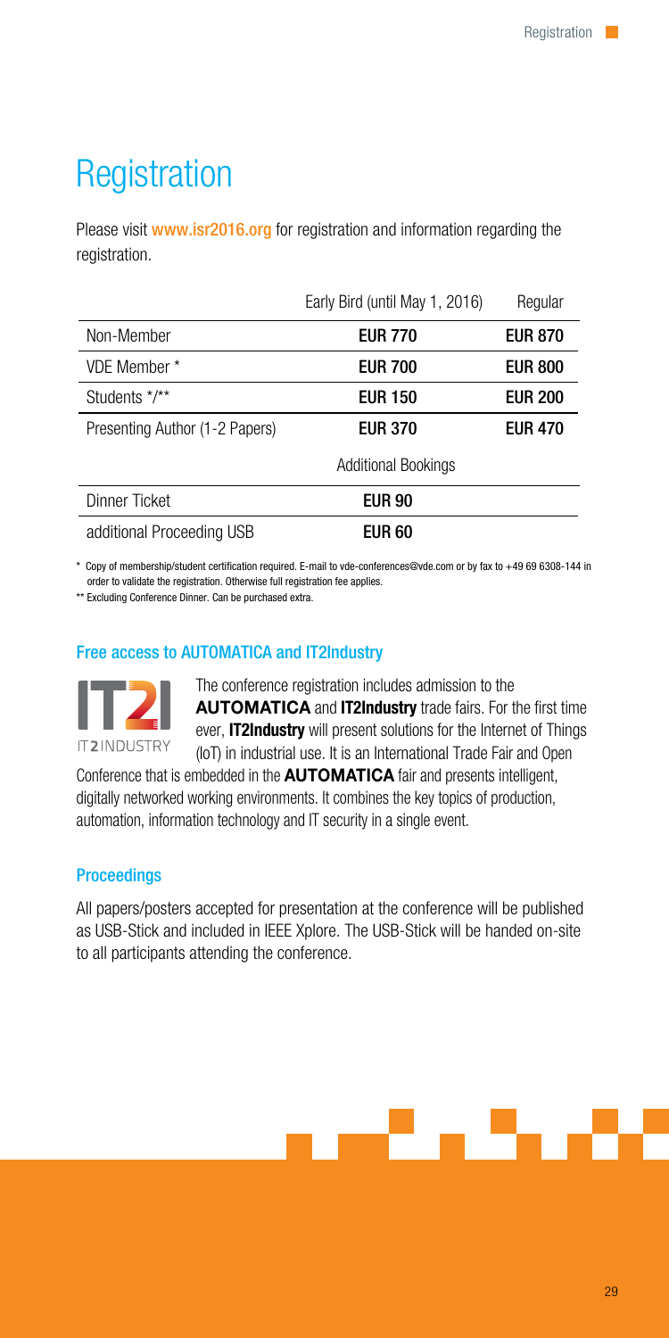# Registration

Please visit www.isr2016.org for registration and information regarding the registration.

| | Early Bird (until May 1, 2016) | Regular |
|---|---|---|
| Non-Member | **EUR 770** | **EUR 870** |
| VDE Member * | **EUR 700** | **EUR 800** |
| Students */** | **EUR 150** | **EUR 200** |
| Presenting Author (1-2 Papers) | **EUR 370** | **EUR 470** |
| | Additional Bookings | |
| Dinner Ticket | **EUR 90** | |
| additional Proceeding USB | **EUR 60** | |

\* Copy of membership/student certification required. E-mail to vde-conferences@vde.com or by fax to +49 69 6308-144 in order to validate the registration. Otherwise full registration fee applies.

** Excluding Conference Dinner. Can be purchased extra.

### Free access to AUTOMATICA and IT2Industry

IT2INDUSTRY

The conference registration includes admission to the **AUTOMATICA** and **IT2Industry** trade fairs. For the first time ever, **IT2Industry** will present solutions for the Internet of Things (IoT) in industrial use. It is an International Trade Fair and Open Conference that is embedded in the **AUTOMATICA** fair and presents intelligent, digitally networked working environments. It combines the key topics of production, automation, information technology and IT security in a single event.

### Proceedings

All papers/posters accepted for presentation at the conference will be published as USB-Stick and included in IEEE Xplore. The USB-Stick will be handed on-site to all participants attending the conference.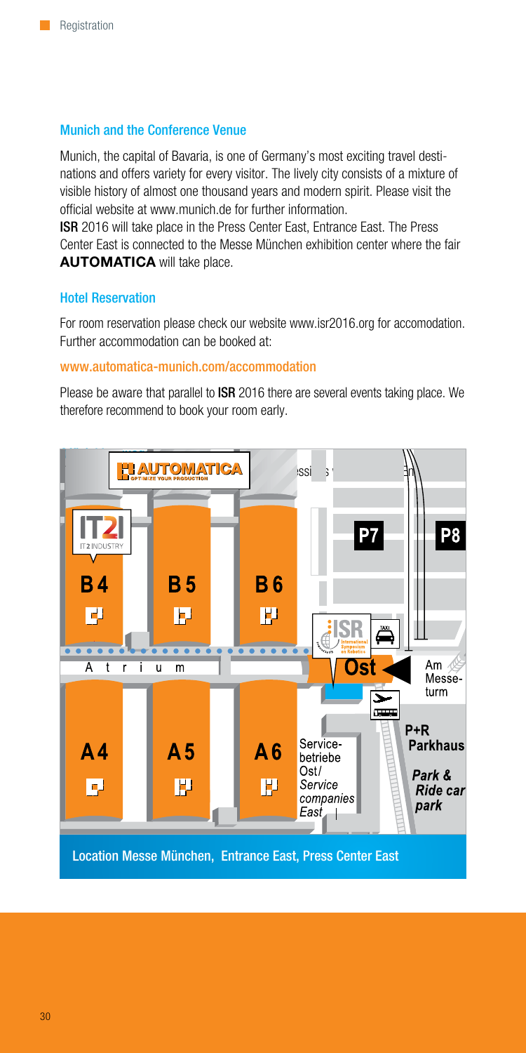## Munich and the Conference Venue

Munich, the capital of Bavaria, is one of Germany's most exciting travel destinations and offers variety for every visitor. The lively city consists of a mixture of visible history of almost one thousand years and modern spirit. Please visit the official website at www.munich.de for further information.

**ISR** 2016 will take place in the Press Center East, Entrance East. The Press Center East is connected to the Messe München exhibition center where the fair **AUTOMATICA** will take place.

## Hotel Reservation

For room reservation please check our website www.isr2016.org for accomodation. Further accommodation can be booked at:

www.automatica-munich.com/accommodation

Please be aware that parallel to **ISR** 2016 there are several events taking place. We therefore recommend to book your room early.

AUTOMATICA

IT2 INDUSTRY

B4

B5

B6

P7

P8

ISR

Atrium

Ost

Am Messeturm

P+R Parkhaus

*Park & Ride car park*

A4

A5

A6

Servicebetriebe Ost/ *Service companies East*

Location Messe München, Entrance East, Press Center East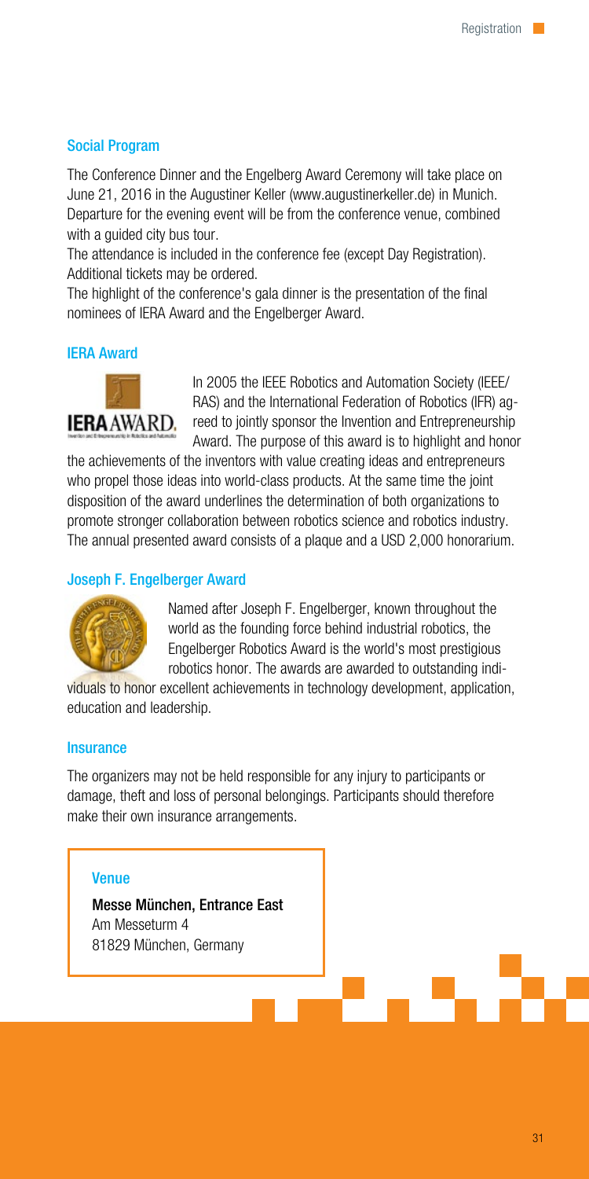## Social Program

The Conference Dinner and the Engelberg Award Ceremony will take place on June 21, 2016 in the Augustiner Keller (www.augustinerkeller.de) in Munich. Departure for the evening event will be from the conference venue, combined with a guided city bus tour.

The attendance is included in the conference fee (except Day Registration). Additional tickets may be ordered.

The highlight of the conference's gala dinner is the presentation of the final nominees of IERA Award and the Engelberger Award.

## IERA Award

In 2005 the IEEE Robotics and Automation Society (IEEE/RAS) and the International Federation of Robotics (IFR) agreed to jointly sponsor the Invention and Entrepreneurship Award. The purpose of this award is to highlight and honor the achievements of the inventors with value creating ideas and entrepreneurs who propel those ideas into world-class products. At the same time the joint disposition of the award underlines the determination of both organizations to promote stronger collaboration between robotics science and robotics industry. The annual presented award consists of a plaque and a USD 2,000 honorarium.

## Joseph F. Engelberger Award

Named after Joseph F. Engelberger, known throughout the world as the founding force behind industrial robotics, the Engelberger Robotics Award is the world's most prestigious robotics honor. The awards are awarded to outstanding individuals to honor excellent achievements in technology development, application, education and leadership.

## Insurance

The organizers may not be held responsible for any injury to participants or damage, theft and loss of personal belongings. Participants should therefore make their own insurance arrangements.

## Venue

**Messe München, Entrance East**
Am Messeturm 4
81829 München, Germany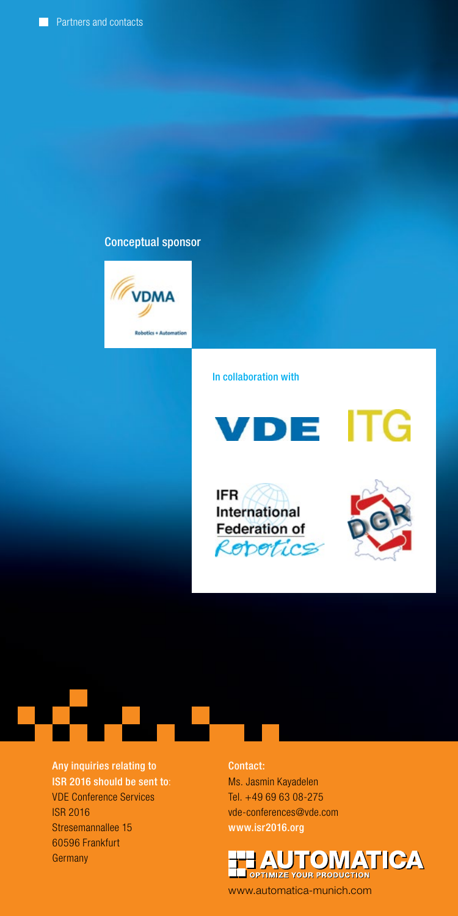Partners and contacts

## Conceptual sponsor

VDMA
Robotics + Automation

## In collaboration with

VDE ITG

IFR International Federation of Robotics

DGR

**Any inquiries relating to ISR 2016 should be sent to:**
VDE Conference Services
ISR 2016
Stresemannallee 15
60596 Frankfurt
Germany

**Contact:**
Ms. Jasmin Kayadelen
Tel. +49 69 63 08-275
vde-conferences@vde.com
**www.isr2016.org**

AUTOMATICA
OPTIMIZE YOUR PRODUCTION
www.automatica-munich.com